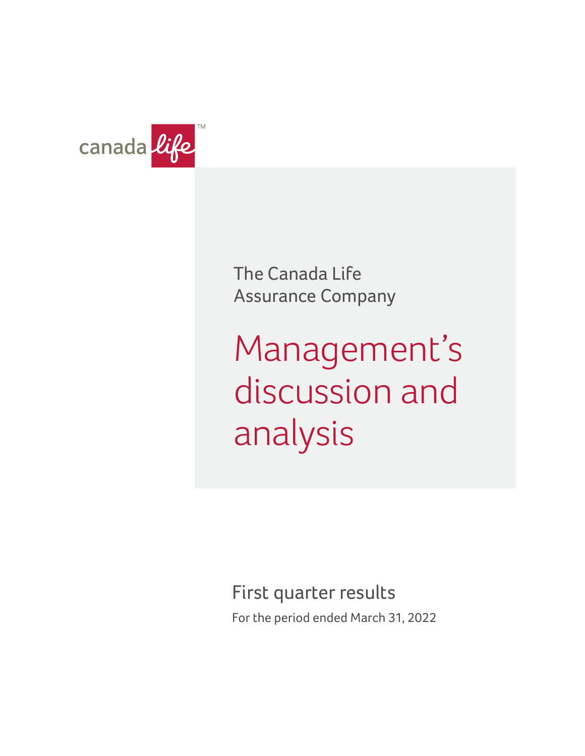canada life™

The Canada Life Assurance Company

# Management's discussion and analysis

## First quarter results

For the period ended March 31, 2022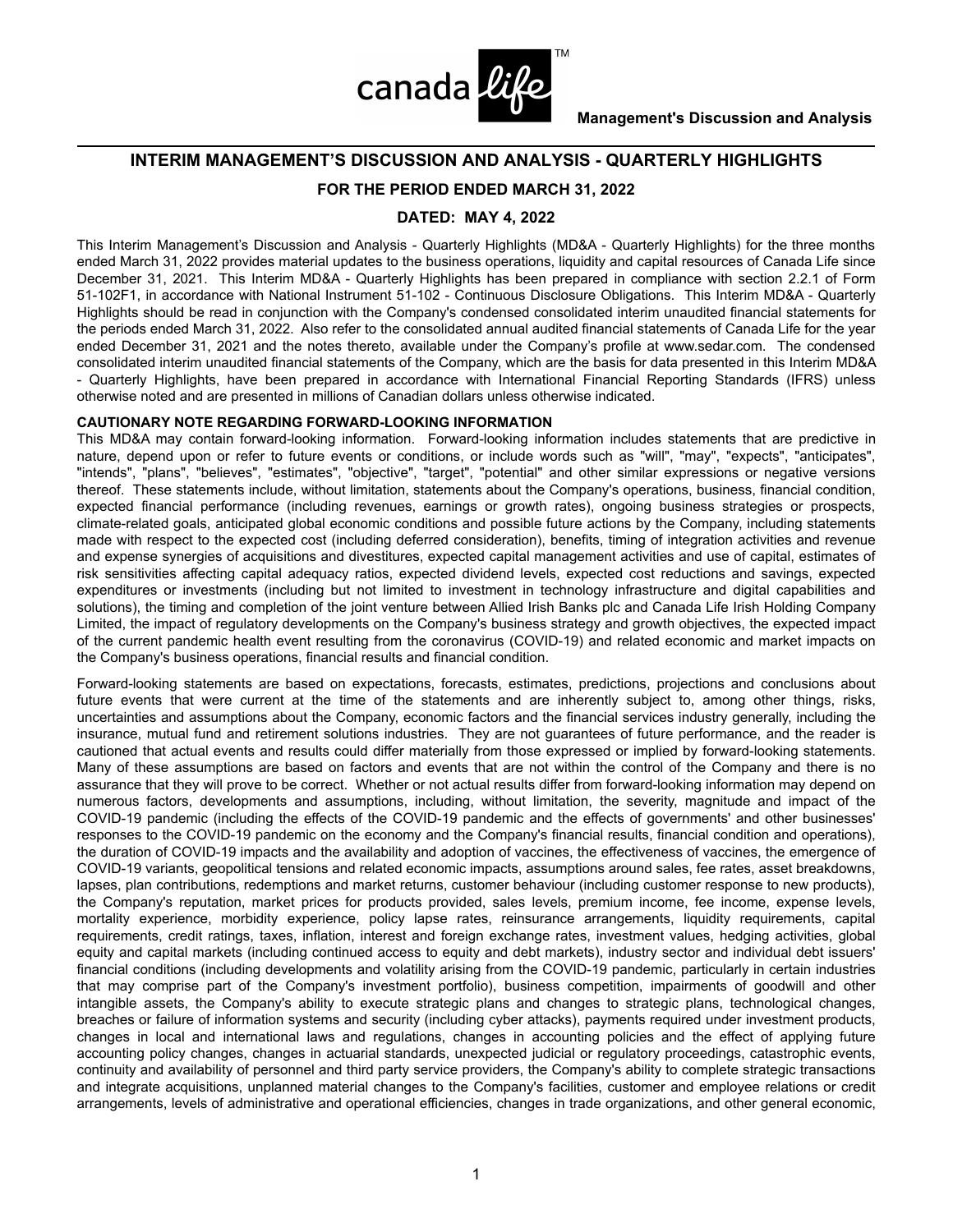# INTERIM MANAGEMENT'S DISCUSSION AND ANALYSIS - QUARTERLY HIGHLIGHTS

## FOR THE PERIOD ENDED MARCH 31, 2022

## DATED: MAY 4, 2022

This Interim Management's Discussion and Analysis - Quarterly Highlights (MD&A - Quarterly Highlights) for the three months ended March 31, 2022 provides material updates to the business operations, liquidity and capital resources of Canada Life since December 31, 2021. This Interim MD&A - Quarterly Highlights has been prepared in compliance with section 2.2.1 of Form 51-102F1, in accordance with National Instrument 51-102 - Continuous Disclosure Obligations. This Interim MD&A - Quarterly Highlights should be read in conjunction with the Company's condensed consolidated interim unaudited financial statements for the periods ended March 31, 2022. Also refer to the consolidated annual audited financial statements of Canada Life for the year ended December 31, 2021 and the notes thereto, available under the Company's profile at www.sedar.com. The condensed consolidated interim unaudited financial statements of the Company, which are the basis for data presented in this Interim MD&A - Quarterly Highlights, have been prepared in accordance with International Financial Reporting Standards (IFRS) unless otherwise noted and are presented in millions of Canadian dollars unless otherwise indicated.

**CAUTIONARY NOTE REGARDING FORWARD-LOOKING INFORMATION**

This MD&A may contain forward-looking information. Forward-looking information includes statements that are predictive in nature, depend upon or refer to future events or conditions, or include words such as "will", "may", "expects", "anticipates", "intends", "plans", "believes", "estimates", "objective", "target", "potential" and other similar expressions or negative versions thereof. These statements include, without limitation, statements about the Company's operations, business, financial condition, expected financial performance (including revenues, earnings or growth rates), ongoing business strategies or prospects, climate-related goals, anticipated global economic conditions and possible future actions by the Company, including statements made with respect to the expected cost (including deferred consideration), benefits, timing of integration activities and revenue and expense synergies of acquisitions and divestitures, expected capital management activities and use of capital, estimates of risk sensitivities affecting capital adequacy ratios, expected dividend levels, expected cost reductions and savings, expected expenditures or investments (including but not limited to investment in technology infrastructure and digital capabilities and solutions), the timing and completion of the joint venture between Allied Irish Banks plc and Canada Life Irish Holding Company Limited, the impact of regulatory developments on the Company's business strategy and growth objectives, the expected impact of the current pandemic health event resulting from the coronavirus (COVID-19) and related economic and market impacts on the Company's business operations, financial results and financial condition.

Forward-looking statements are based on expectations, forecasts, estimates, predictions, projections and conclusions about future events that were current at the time of the statements and are inherently subject to, among other things, risks, uncertainties and assumptions about the Company, economic factors and the financial services industry generally, including the insurance, mutual fund and retirement solutions industries. They are not guarantees of future performance, and the reader is cautioned that actual events and results could differ materially from those expressed or implied by forward-looking statements. Many of these assumptions are based on factors and events that are not within the control of the Company and there is no assurance that they will prove to be correct. Whether or not actual results differ from forward-looking information may depend on numerous factors, developments and assumptions, including, without limitation, the severity, magnitude and impact of the COVID-19 pandemic (including the effects of the COVID-19 pandemic and the effects of governments' and other businesses' responses to the COVID-19 pandemic on the economy and the Company's financial results, financial condition and operations), the duration of COVID-19 impacts and the availability and adoption of vaccines, the effectiveness of vaccines, the emergence of COVID-19 variants, geopolitical tensions and related economic impacts, assumptions around sales, fee rates, asset breakdowns, lapses, plan contributions, redemptions and market returns, customer behaviour (including customer response to new products), the Company's reputation, market prices for products provided, sales levels, premium income, fee income, expense levels, mortality experience, morbidity experience, policy lapse rates, reinsurance arrangements, liquidity requirements, capital requirements, credit ratings, taxes, inflation, interest and foreign exchange rates, investment values, hedging activities, global equity and capital markets (including continued access to equity and debt markets), industry sector and individual debt issuers' financial conditions (including developments and volatility arising from the COVID-19 pandemic, particularly in certain industries that may comprise part of the Company's investment portfolio), business competition, impairments of goodwill and other intangible assets, the Company's ability to execute strategic plans and changes to strategic plans, technological changes, breaches or failure of information systems and security (including cyber attacks), payments required under investment products, changes in local and international laws and regulations, changes in accounting policies and the effect of applying future accounting policy changes, changes in actuarial standards, unexpected judicial or regulatory proceedings, catastrophic events, continuity and availability of personnel and third party service providers, the Company's ability to complete strategic transactions and integrate acquisitions, unplanned material changes to the Company's facilities, customer and employee relations or credit arrangements, levels of administrative and operational efficiencies, changes in trade organizations, and other general economic,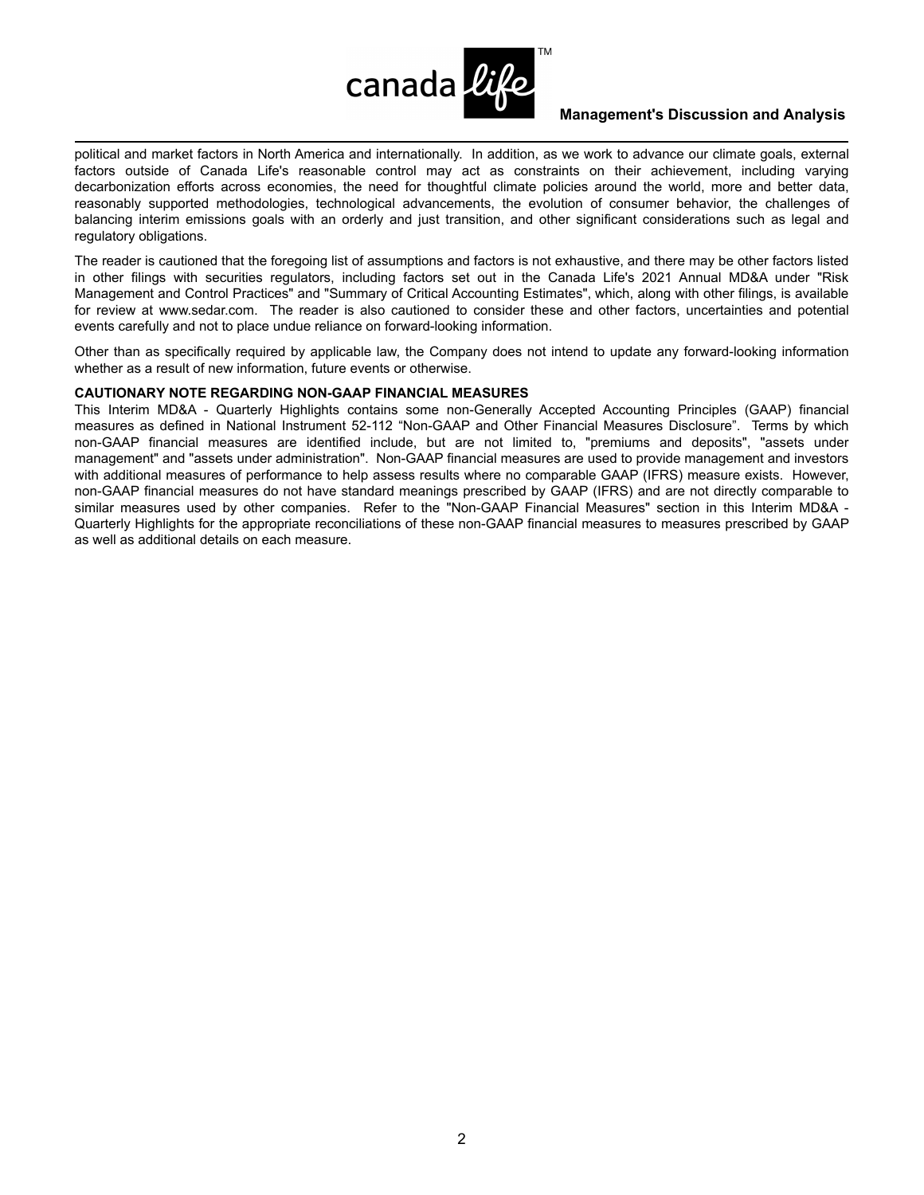political and market factors in North America and internationally. In addition, as we work to advance our climate goals, external factors outside of Canada Life's reasonable control may act as constraints on their achievement, including varying decarbonization efforts across economies, the need for thoughtful climate policies around the world, more and better data, reasonably supported methodologies, technological advancements, the evolution of consumer behavior, the challenges of balancing interim emissions goals with an orderly and just transition, and other significant considerations such as legal and regulatory obligations.

The reader is cautioned that the foregoing list of assumptions and factors is not exhaustive, and there may be other factors listed in other filings with securities regulators, including factors set out in the Canada Life's 2021 Annual MD&A under "Risk Management and Control Practices" and "Summary of Critical Accounting Estimates", which, along with other filings, is available for review at www.sedar.com. The reader is also cautioned to consider these and other factors, uncertainties and potential events carefully and not to place undue reliance on forward-looking information.

Other than as specifically required by applicable law, the Company does not intend to update any forward-looking information whether as a result of new information, future events or otherwise.

**CAUTIONARY NOTE REGARDING NON-GAAP FINANCIAL MEASURES**

This Interim MD&A - Quarterly Highlights contains some non-Generally Accepted Accounting Principles (GAAP) financial measures as defined in National Instrument 52-112 "Non-GAAP and Other Financial Measures Disclosure". Terms by which non-GAAP financial measures are identified include, but are not limited to, "premiums and deposits", "assets under management" and "assets under administration". Non-GAAP financial measures are used to provide management and investors with additional measures of performance to help assess results where no comparable GAAP (IFRS) measure exists. However, non-GAAP financial measures do not have standard meanings prescribed by GAAP (IFRS) and are not directly comparable to similar measures used by other companies. Refer to the "Non-GAAP Financial Measures" section in this Interim MD&A - Quarterly Highlights for the appropriate reconciliations of these non-GAAP financial measures to measures prescribed by GAAP as well as additional details on each measure.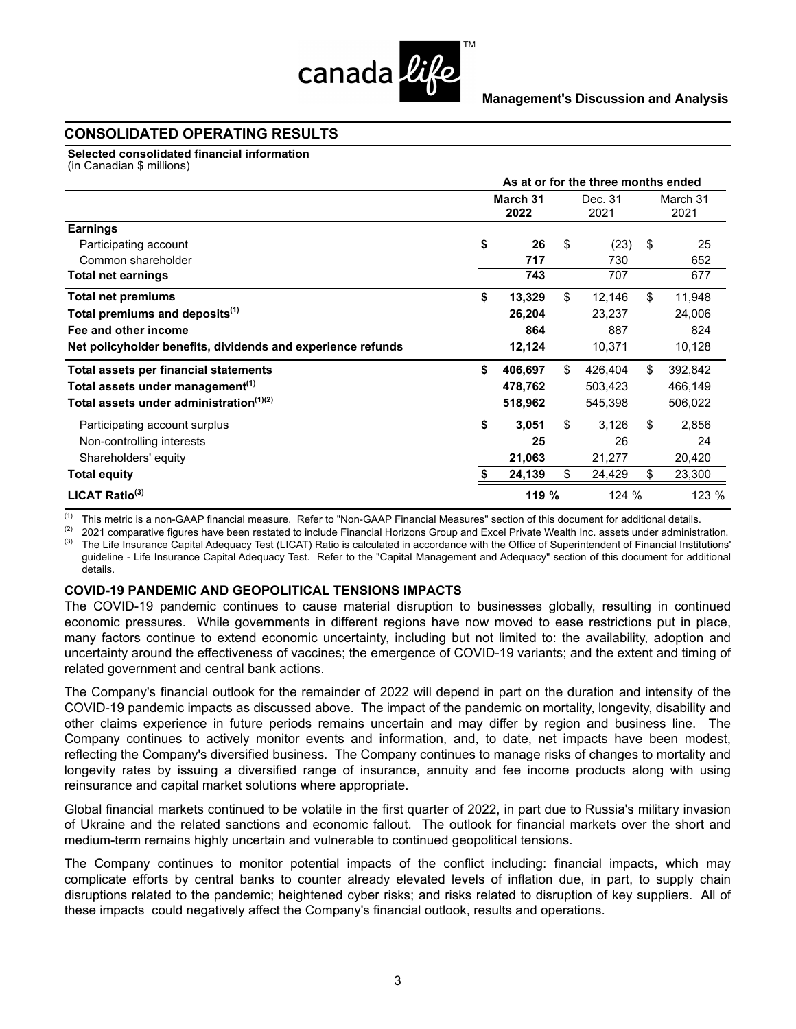## CONSOLIDATED OPERATING RESULTS

**Selected consolidated financial information**
(in Canadian $ millions)

| | As at or for the three months ended | | |
|---|---|---|---|
| | **March 31 2022** | Dec. 31 2021 | March 31 2021 |
| **Earnings** | | | |
| Participating account | **$ 26** | $ (23) | $ 25 |
| Common shareholder | **717** | 730 | 652 |
| **Total net earnings** | **743** | 707 | 677 |
| **Total net premiums** | **$ 13,329** | $ 12,146 | $ 11,948 |
| **Total premiums and deposits**[1] | **26,204** | 23,237 | 24,006 |
| **Fee and other income** | **864** | 887 | 824 |
| **Net policyholder benefits, dividends and experience refunds** | **12,124** | 10,371 | 10,128 |
| **Total assets per financial statements** | **$ 406,697** | $ 426,404 | $ 392,842 |
| **Total assets under management**[1] | **478,762** | 503,423 | 466,149 |
| **Total assets under administration**[1][2] | **518,962** | 545,398 | 506,022 |
| Participating account surplus | **$ 3,051** | $ 3,126 | $ 2,856 |
| Non-controlling interests | **25** | 26 | 24 |
| Shareholders' equity | **21,063** | 21,277 | 20,420 |
| **Total equity** | **$ 24,139** | $ 24,429 | $ 23,300 |
| **LICAT Ratio**[3] | **119 %** | 124 % | 123 % |

[1] This metric is a non-GAAP financial measure. Refer to "Non-GAAP Financial Measures" section of this document for additional details.

[2] 2021 comparative figures have been restated to include Financial Horizons Group and Excel Private Wealth Inc. assets under administration.

[3] The Life Insurance Capital Adequacy Test (LICAT) Ratio is calculated in accordance with the Office of Superintendent of Financial Institutions' guideline - Life Insurance Capital Adequacy Test. Refer to the "Capital Management and Adequacy" section of this document for additional details.

### COVID-19 PANDEMIC AND GEOPOLITICAL TENSIONS IMPACTS

The COVID-19 pandemic continues to cause material disruption to businesses globally, resulting in continued economic pressures. While governments in different regions have now moved to ease restrictions put in place, many factors continue to extend economic uncertainty, including but not limited to: the availability, adoption and uncertainty around the effectiveness of vaccines; the emergence of COVID-19 variants; and the extent and timing of related government and central bank actions.

The Company's financial outlook for the remainder of 2022 will depend in part on the duration and intensity of the COVID-19 pandemic impacts as discussed above. The impact of the pandemic on mortality, longevity, disability and other claims experience in future periods remains uncertain and may differ by region and business line. The Company continues to actively monitor events and information, and, to date, net impacts have been modest, reflecting the Company's diversified business. The Company continues to manage risks of changes to mortality and longevity rates by issuing a diversified range of insurance, annuity and fee income products along with using reinsurance and capital market solutions where appropriate.

Global financial markets continued to be volatile in the first quarter of 2022, in part due to Russia's military invasion of Ukraine and the related sanctions and economic fallout. The outlook for financial markets over the short and medium-term remains highly uncertain and vulnerable to continued geopolitical tensions.

The Company continues to monitor potential impacts of the conflict including: financial impacts, which may complicate efforts by central banks to counter already elevated levels of inflation due, in part, to supply chain disruptions related to the pandemic; heightened cyber risks; and risks related to disruption of key suppliers. All of these impacts could negatively affect the Company's financial outlook, results and operations.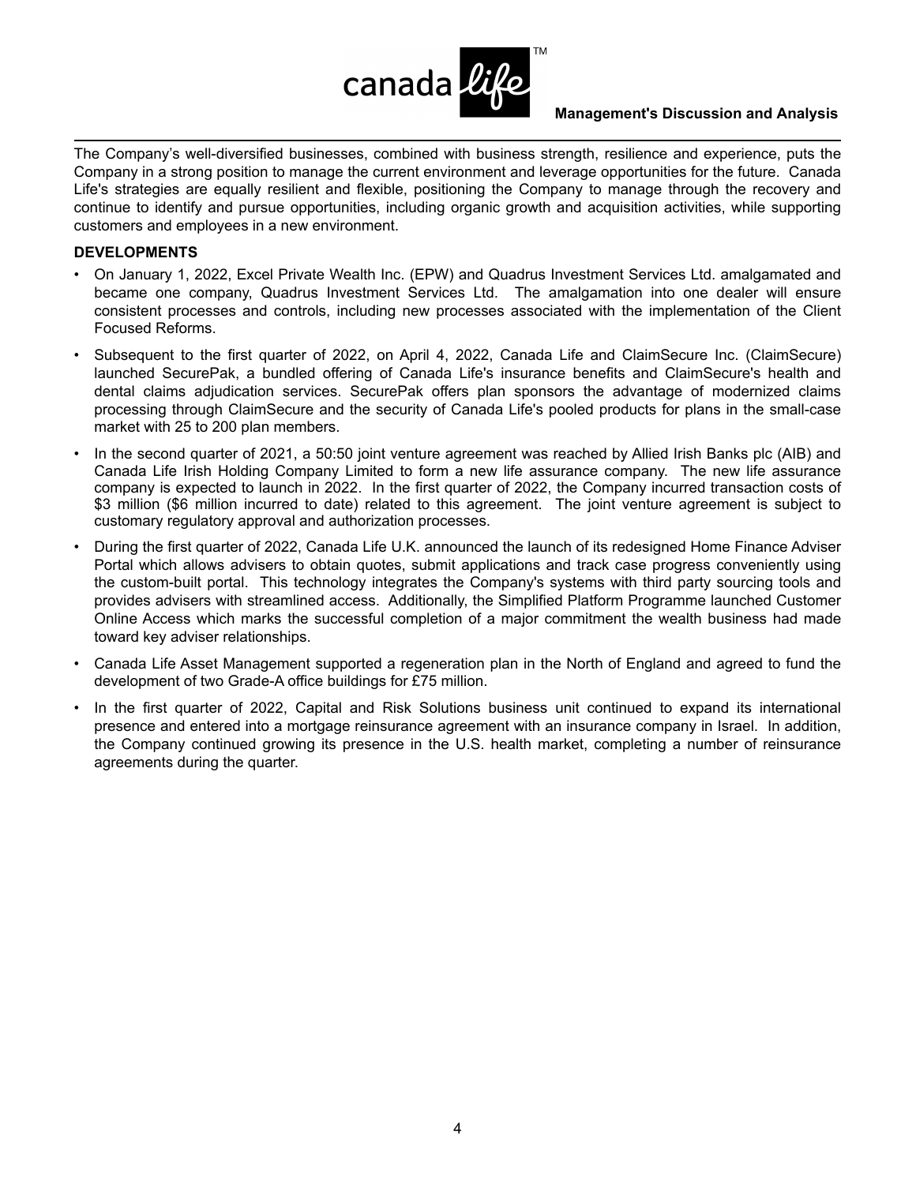The Company's well-diversified businesses, combined with business strength, resilience and experience, puts the Company in a strong position to manage the current environment and leverage opportunities for the future. Canada Life's strategies are equally resilient and flexible, positioning the Company to manage through the recovery and continue to identify and pursue opportunities, including organic growth and acquisition activities, while supporting customers and employees in a new environment.

## DEVELOPMENTS

- On January 1, 2022, Excel Private Wealth Inc. (EPW) and Quadrus Investment Services Ltd. amalgamated and became one company, Quadrus Investment Services Ltd. The amalgamation into one dealer will ensure consistent processes and controls, including new processes associated with the implementation of the Client Focused Reforms.
- Subsequent to the first quarter of 2022, on April 4, 2022, Canada Life and ClaimSecure Inc. (ClaimSecure) launched SecurePak, a bundled offering of Canada Life's insurance benefits and ClaimSecure's health and dental claims adjudication services. SecurePak offers plan sponsors the advantage of modernized claims processing through ClaimSecure and the security of Canada Life's pooled products for plans in the small-case market with 25 to 200 plan members.
- In the second quarter of 2021, a 50:50 joint venture agreement was reached by Allied Irish Banks plc (AIB) and Canada Life Irish Holding Company Limited to form a new life assurance company. The new life assurance company is expected to launch in 2022. In the first quarter of 2022, the Company incurred transaction costs of $3 million ($6 million incurred to date) related to this agreement. The joint venture agreement is subject to customary regulatory approval and authorization processes.
- During the first quarter of 2022, Canada Life U.K. announced the launch of its redesigned Home Finance Adviser Portal which allows advisers to obtain quotes, submit applications and track case progress conveniently using the custom-built portal. This technology integrates the Company's systems with third party sourcing tools and provides advisers with streamlined access. Additionally, the Simplified Platform Programme launched Customer Online Access which marks the successful completion of a major commitment the wealth business had made toward key adviser relationships.
- Canada Life Asset Management supported a regeneration plan in the North of England and agreed to fund the development of two Grade-A office buildings for £75 million.
- In the first quarter of 2022, Capital and Risk Solutions business unit continued to expand its international presence and entered into a mortgage reinsurance agreement with an insurance company in Israel. In addition, the Company continued growing its presence in the U.S. health market, completing a number of reinsurance agreements during the quarter.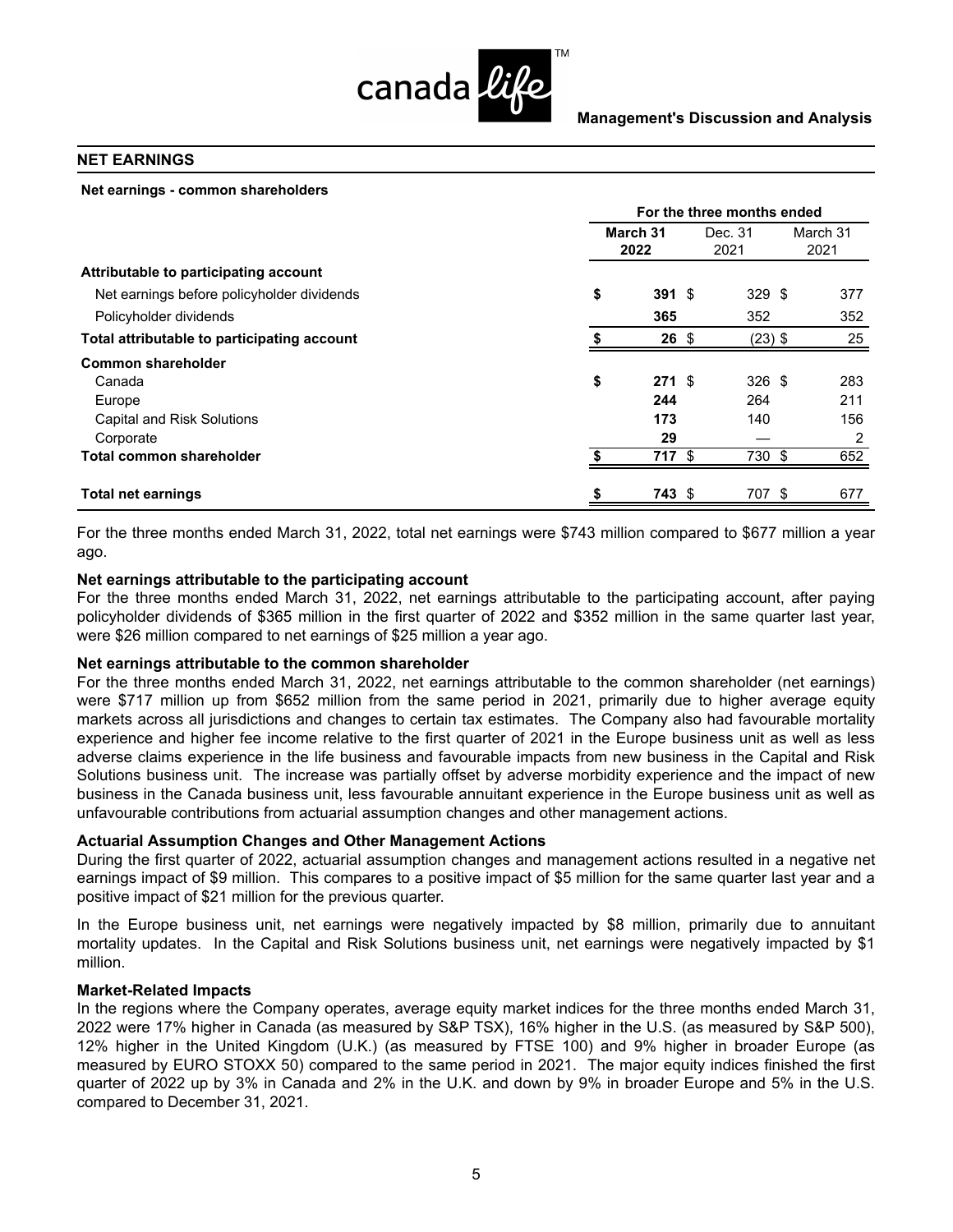## NET EARNINGS

**Net earnings - common shareholders**

| | For the three months ended | | |
|---|---|---|---|
| | **March 31 2022** | Dec. 31 2021 | March 31 2021 |
| **Attributable to participating account** | | | |
| Net earnings before policyholder dividends | **$ 391** | $ 329 | $ 377 |
| Policyholder dividends | **365** | 352 | 352 |
| **Total attributable to participating account** | **$ 26** | $ (23) | $ 25 |
| **Common shareholder** | | | |
| Canada | **$ 271** | $ 326 | $ 283 |
| Europe | **244** | 264 | 211 |
| Capital and Risk Solutions | **173** | 140 | 156 |
| Corporate | **29** | — | 2 |
| **Total common shareholder** | **$ 717** | $ 730 | $ 652 |
| **Total net earnings** | **$ 743** | $ 707 | $ 677 |

For the three months ended March 31, 2022, total net earnings were $743 million compared to $677 million a year ago.

**Net earnings attributable to the participating account**

For the three months ended March 31, 2022, net earnings attributable to the participating account, after paying policyholder dividends of $365 million in the first quarter of 2022 and $352 million in the same quarter last year, were $26 million compared to net earnings of $25 million a year ago.

**Net earnings attributable to the common shareholder**

For the three months ended March 31, 2022, net earnings attributable to the common shareholder (net earnings) were $717 million up from $652 million from the same period in 2021, primarily due to higher average equity markets across all jurisdictions and changes to certain tax estimates. The Company also had favourable mortality experience and higher fee income relative to the first quarter of 2021 in the Europe business unit as well as less adverse claims experience in the life business and favourable impacts from new business in the Capital and Risk Solutions business unit. The increase was partially offset by adverse morbidity experience and the impact of new business in the Canada business unit, less favourable annuitant experience in the Europe business unit as well as unfavourable contributions from actuarial assumption changes and other management actions.

**Actuarial Assumption Changes and Other Management Actions**

During the first quarter of 2022, actuarial assumption changes and management actions resulted in a negative net earnings impact of $9 million. This compares to a positive impact of $5 million for the same quarter last year and a positive impact of $21 million for the previous quarter.

In the Europe business unit, net earnings were negatively impacted by $8 million, primarily due to annuitant mortality updates. In the Capital and Risk Solutions business unit, net earnings were negatively impacted by $1 million.

**Market-Related Impacts**

In the regions where the Company operates, average equity market indices for the three months ended March 31, 2022 were 17% higher in Canada (as measured by S&P TSX), 16% higher in the U.S. (as measured by S&P 500), 12% higher in the United Kingdom (U.K.) (as measured by FTSE 100) and 9% higher in broader Europe (as measured by EURO STOXX 50) compared to the same period in 2021. The major equity indices finished the first quarter of 2022 up by 3% in Canada and 2% in the U.K. and down by 9% in broader Europe and 5% in the U.S. compared to December 31, 2021.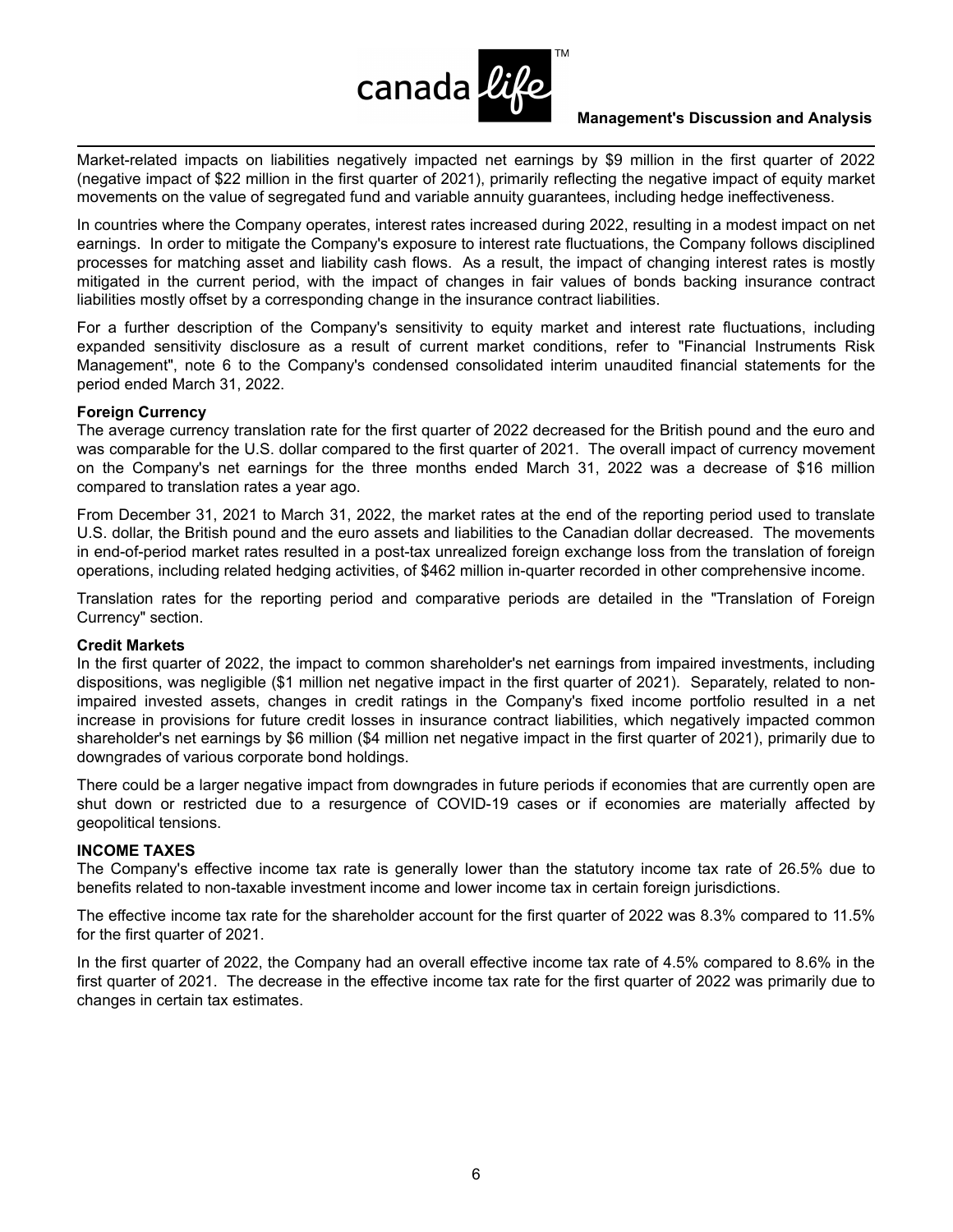Market-related impacts on liabilities negatively impacted net earnings by $9 million in the first quarter of 2022 (negative impact of $22 million in the first quarter of 2021), primarily reflecting the negative impact of equity market movements on the value of segregated fund and variable annuity guarantees, including hedge ineffectiveness.

In countries where the Company operates, interest rates increased during 2022, resulting in a modest impact on net earnings. In order to mitigate the Company's exposure to interest rate fluctuations, the Company follows disciplined processes for matching asset and liability cash flows. As a result, the impact of changing interest rates is mostly mitigated in the current period, with the impact of changes in fair values of bonds backing insurance contract liabilities mostly offset by a corresponding change in the insurance contract liabilities.

For a further description of the Company's sensitivity to equity market and interest rate fluctuations, including expanded sensitivity disclosure as a result of current market conditions, refer to "Financial Instruments Risk Management", note 6 to the Company's condensed consolidated interim unaudited financial statements for the period ended March 31, 2022.

**Foreign Currency**

The average currency translation rate for the first quarter of 2022 decreased for the British pound and the euro and was comparable for the U.S. dollar compared to the first quarter of 2021. The overall impact of currency movement on the Company's net earnings for the three months ended March 31, 2022 was a decrease of $16 million compared to translation rates a year ago.

From December 31, 2021 to March 31, 2022, the market rates at the end of the reporting period used to translate U.S. dollar, the British pound and the euro assets and liabilities to the Canadian dollar decreased. The movements in end-of-period market rates resulted in a post-tax unrealized foreign exchange loss from the translation of foreign operations, including related hedging activities, of $462 million in-quarter recorded in other comprehensive income.

Translation rates for the reporting period and comparative periods are detailed in the "Translation of Foreign Currency" section.

**Credit Markets**

In the first quarter of 2022, the impact to common shareholder's net earnings from impaired investments, including dispositions, was negligible ($1 million net negative impact in the first quarter of 2021). Separately, related to non-impaired invested assets, changes in credit ratings in the Company's fixed income portfolio resulted in a net increase in provisions for future credit losses in insurance contract liabilities, which negatively impacted common shareholder's net earnings by $6 million ($4 million net negative impact in the first quarter of 2021), primarily due to downgrades of various corporate bond holdings.

There could be a larger negative impact from downgrades in future periods if economies that are currently open are shut down or restricted due to a resurgence of COVID-19 cases or if economies are materially affected by geopolitical tensions.

**INCOME TAXES**

The Company's effective income tax rate is generally lower than the statutory income tax rate of 26.5% due to benefits related to non-taxable investment income and lower income tax in certain foreign jurisdictions.

The effective income tax rate for the shareholder account for the first quarter of 2022 was 8.3% compared to 11.5% for the first quarter of 2021.

In the first quarter of 2022, the Company had an overall effective income tax rate of 4.5% compared to 8.6% in the first quarter of 2021. The decrease in the effective income tax rate for the first quarter of 2022 was primarily due to changes in certain tax estimates.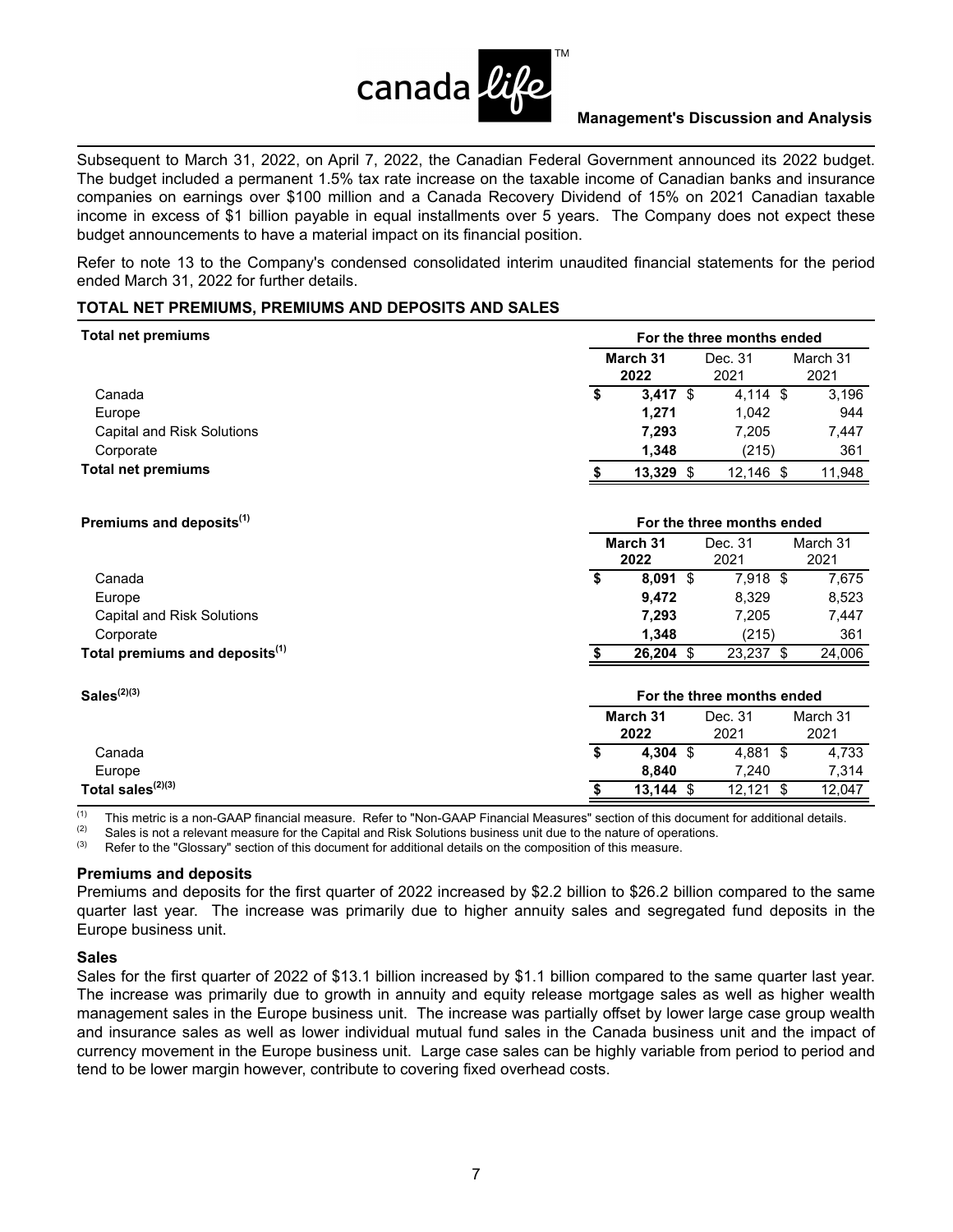Subsequent to March 31, 2022, on April 7, 2022, the Canadian Federal Government announced its 2022 budget. The budget included a permanent 1.5% tax rate increase on the taxable income of Canadian banks and insurance companies on earnings over $100 million and a Canada Recovery Dividend of 15% on 2021 Canadian taxable income in excess of $1 billion payable in equal installments over 5 years. The Company does not expect these budget announcements to have a material impact on its financial position.

Refer to note 13 to the Company's condensed consolidated interim unaudited financial statements for the period ended March 31, 2022 for further details.

## TOTAL NET PREMIUMS, PREMIUMS AND DEPOSITS AND SALES

| **Total net premiums** | **For the three months ended** | | |
|---|---|---|---|
| | **March 31 2022** | Dec. 31 2021 | March 31 2021 |
| Canada | $ **3,417** | $ 4,114 | $ 3,196 |
| Europe | **1,271** | 1,042 | 944 |
| Capital and Risk Solutions | **7,293** | 7,205 | 7,447 |
| Corporate | **1,348** | (215) | 361 |
| **Total net premiums** | $ **13,329** | $ 12,146 | $ 11,948 |

| **Premiums and deposits[(1)]** | **For the three months ended** | | |
|---|---|---|---|
| | **March 31 2022** | Dec. 31 2021 | March 31 2021 |
| Canada | $ **8,091** | $ 7,918 | $ 7,675 |
| Europe | **9,472** | 8,329 | 8,523 |
| Capital and Risk Solutions | **7,293** | 7,205 | 7,447 |
| Corporate | **1,348** | (215) | 361 |
| **Total premiums and deposits[(1)]** | $ **26,204** | $ 23,237 | $ 24,006 |

| **Sales[(2)(3)]** | **For the three months ended** | | |
|---|---|---|---|
| | **March 31 2022** | Dec. 31 2021 | March 31 2021 |
| Canada | $ **4,304** | $ 4,881 | $ 4,733 |
| Europe | **8,840** | 7,240 | 7,314 |
| **Total sales[(2)(3)]** | $ **13,144** | $ 12,121 | $ 12,047 |

(1) This metric is a non-GAAP financial measure. Refer to "Non-GAAP Financial Measures" section of this document for additional details.
(2) Sales is not a relevant measure for the Capital and Risk Solutions business unit due to the nature of operations.
(3) Refer to the "Glossary" section of this document for additional details on the composition of this measure.

### Premiums and deposits

Premiums and deposits for the first quarter of 2022 increased by $2.2 billion to $26.2 billion compared to the same quarter last year. The increase was primarily due to higher annuity sales and segregated fund deposits in the Europe business unit.

### Sales

Sales for the first quarter of 2022 of $13.1 billion increased by $1.1 billion compared to the same quarter last year. The increase was primarily due to growth in annuity and equity release mortgage sales as well as higher wealth management sales in the Europe business unit. The increase was partially offset by lower large case group wealth and insurance sales as well as lower individual mutual fund sales in the Canada business unit and the impact of currency movement in the Europe business unit. Large case sales can be highly variable from period to period and tend to be lower margin however, contribute to covering fixed overhead costs.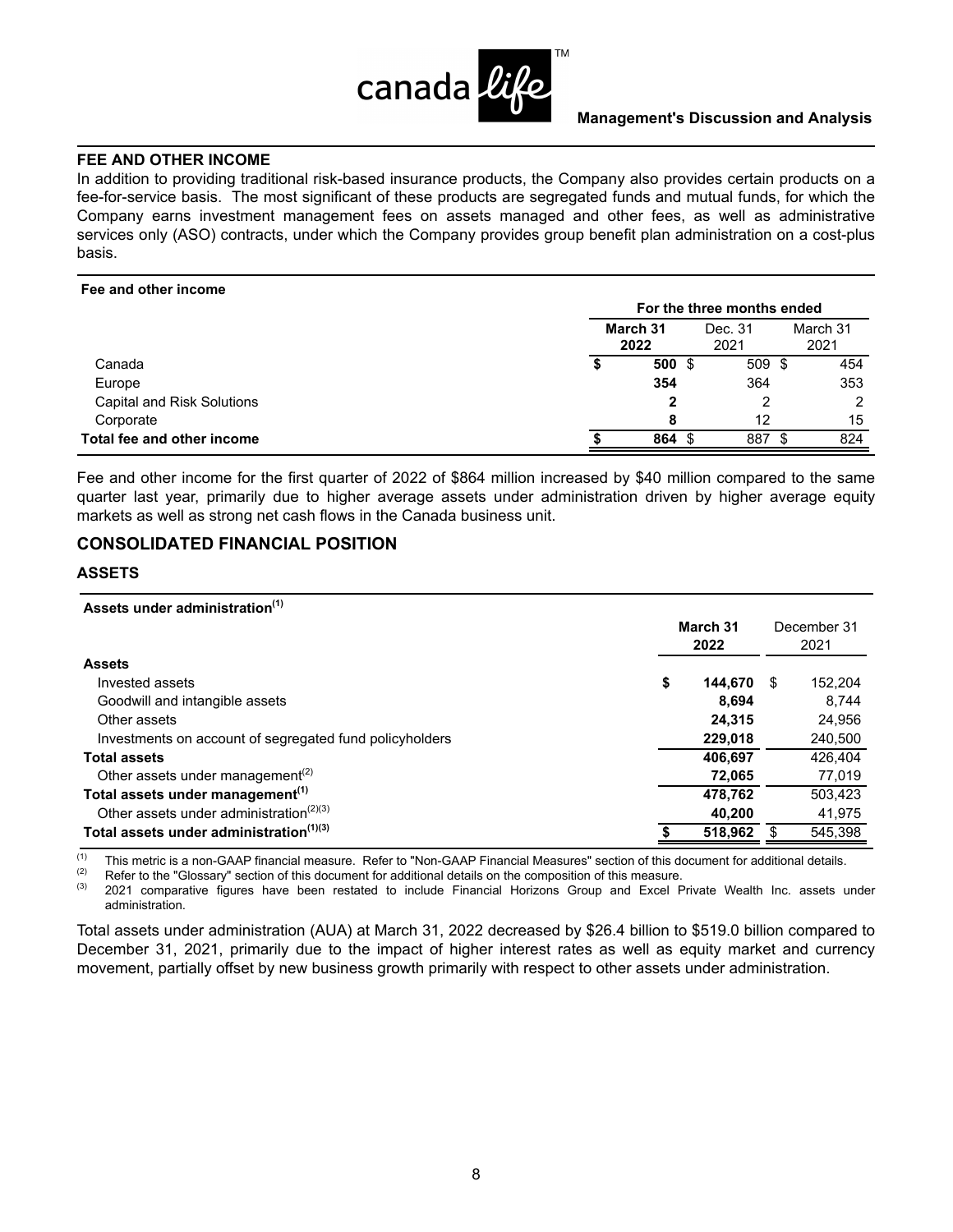## FEE AND OTHER INCOME

In addition to providing traditional risk-based insurance products, the Company also provides certain products on a fee-for-service basis. The most significant of these products are segregated funds and mutual funds, for which the Company earns investment management fees on assets managed and other fees, as well as administrative services only (ASO) contracts, under which the Company provides group benefit plan administration on a cost-plus basis.

**Fee and other income**

| | For the three months ended | | |
|---|---|---|---|
| | **March 31 2022** | Dec. 31 2021 | March 31 2021 |
| Canada | **$ 500** | $ 509 | $ 454 |
| Europe | **354** | 364 | 353 |
| Capital and Risk Solutions | **2** | 2 | 2 |
| Corporate | **8** | 12 | 15 |
| **Total fee and other income** | **$ 864** | $ 887 | $ 824 |

Fee and other income for the first quarter of 2022 of $864 million increased by $40 million compared to the same quarter last year, primarily due to higher average assets under administration driven by higher average equity markets as well as strong net cash flows in the Canada business unit.

## CONSOLIDATED FINANCIAL POSITION

### ASSETS

**Assets under administration**[1]

| | **March 31 2022** | December 31 2021 |
|---|---|---|
| **Assets** | | |
| Invested assets | **$ 144,670** | $ 152,204 |
| Goodwill and intangible assets | **8,694** | 8,744 |
| Other assets | **24,315** | 24,956 |
| Investments on account of segregated fund policyholders | **229,018** | 240,500 |
| **Total assets** | **406,697** | 426,404 |
| Other assets under management[2] | **72,065** | 77,019 |
| **Total assets under management**[1] | **478,762** | 503,423 |
| Other assets under administration[2][3] | **40,200** | 41,975 |
| **Total assets under administration**[1][3] | **$ 518,962** | $ 545,398 |

(1) This metric is a non-GAAP financial measure. Refer to "Non-GAAP Financial Measures" section of this document for additional details.
(2) Refer to the "Glossary" section of this document for additional details on the composition of this measure.
(3) 2021 comparative figures have been restated to include Financial Horizons Group and Excel Private Wealth Inc. assets under administration.

Total assets under administration (AUA) at March 31, 2022 decreased by $26.4 billion to $519.0 billion compared to December 31, 2021, primarily due to the impact of higher interest rates as well as equity market and currency movement, partially offset by new business growth primarily with respect to other assets under administration.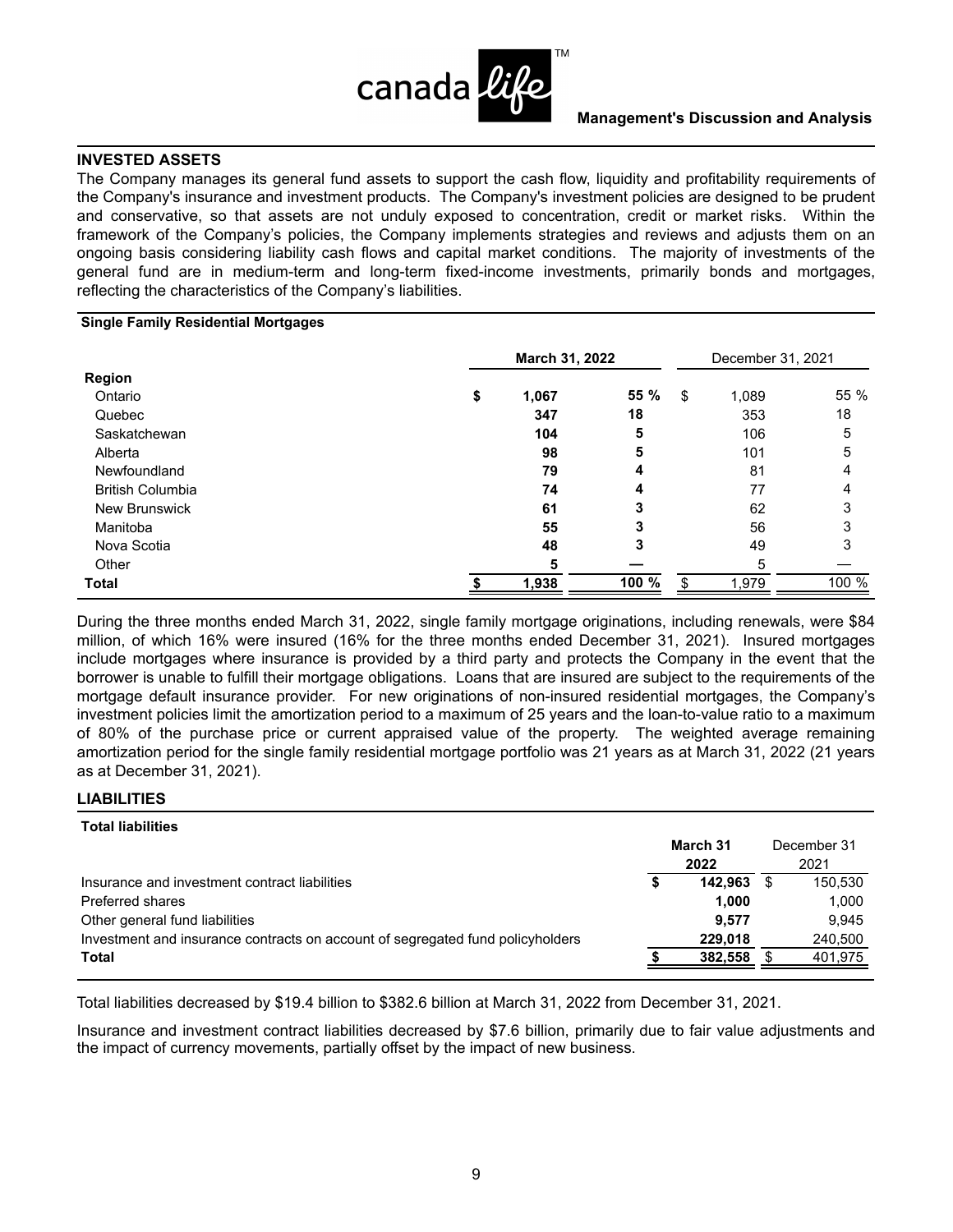## INVESTED ASSETS

The Company manages its general fund assets to support the cash flow, liquidity and profitability requirements of the Company's insurance and investment products. The Company's investment policies are designed to be prudent and conservative, so that assets are not unduly exposed to concentration, credit or market risks. Within the framework of the Company's policies, the Company implements strategies and reviews and adjusts them on an ongoing basis considering liability cash flows and capital market conditions. The majority of investments of the general fund are in medium-term and long-term fixed-income investments, primarily bonds and mortgages, reflecting the characteristics of the Company's liabilities.

**Single Family Residential Mortgages**

| | March 31, 2022 | | December 31, 2021 | |
|---|---|---|---|---|
| **Region** | | | | |
| Ontario | **$ 1,067** | **55 %** | $ 1,089 | 55 % |
| Quebec | **347** | **18** | 353 | 18 |
| Saskatchewan | **104** | **5** | 106 | 5 |
| Alberta | **98** | **5** | 101 | 5 |
| Newfoundland | **79** | **4** | 81 | 4 |
| British Columbia | **74** | **4** | 77 | 4 |
| New Brunswick | **61** | **3** | 62 | 3 |
| Manitoba | **55** | **3** | 56 | 3 |
| Nova Scotia | **48** | **3** | 49 | 3 |
| Other | **5** | **—** | 5 | — |
| **Total** | **$ 1,938** | **100 %** | $ 1,979 | 100 % |

During the three months ended March 31, 2022, single family mortgage originations, including renewals, were $84 million, of which 16% were insured (16% for the three months ended December 31, 2021). Insured mortgages include mortgages where insurance is provided by a third party and protects the Company in the event that the borrower is unable to fulfill their mortgage obligations. Loans that are insured are subject to the requirements of the mortgage default insurance provider. For new originations of non-insured residential mortgages, the Company's investment policies limit the amortization period to a maximum of 25 years and the loan-to-value ratio to a maximum of 80% of the purchase price or current appraised value of the property. The weighted average remaining amortization period for the single family residential mortgage portfolio was 21 years as at March 31, 2022 (21 years as at December 31, 2021).

## LIABILITIES

**Total liabilities**

| | March 31 2022 | December 31 2021 |
|---|---|---|
| Insurance and investment contract liabilities | **$ 142,963** | $ 150,530 |
| Preferred shares | **1,000** | 1,000 |
| Other general fund liabilities | **9,577** | 9,945 |
| Investment and insurance contracts on account of segregated fund policyholders | **229,018** | 240,500 |
| **Total** | **$ 382,558** | $ 401,975 |

Total liabilities decreased by $19.4 billion to $382.6 billion at March 31, 2022 from December 31, 2021.

Insurance and investment contract liabilities decreased by $7.6 billion, primarily due to fair value adjustments and the impact of currency movements, partially offset by the impact of new business.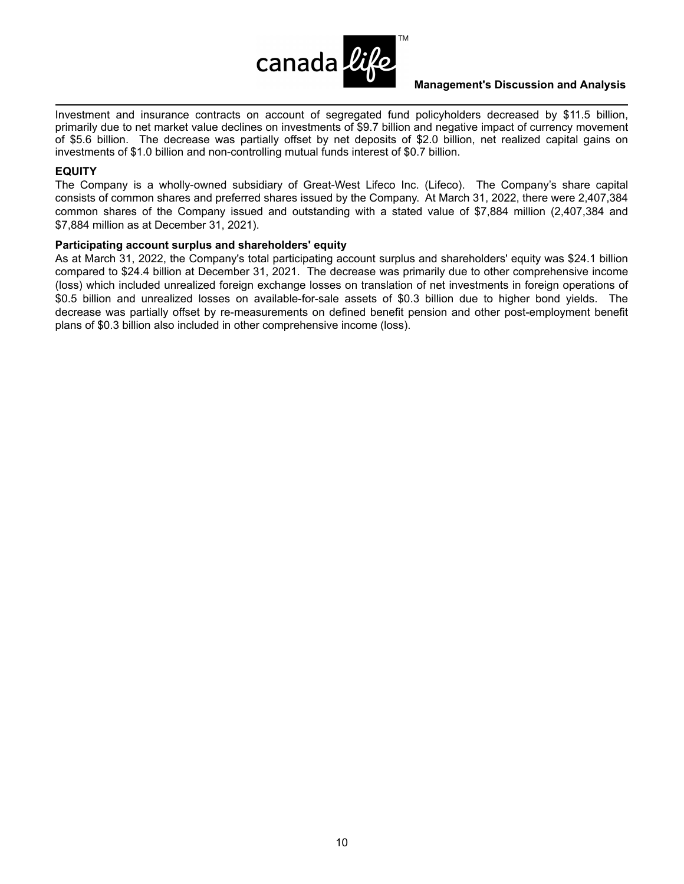Investment and insurance contracts on account of segregated fund policyholders decreased by $11.5 billion, primarily due to net market value declines on investments of $9.7 billion and negative impact of currency movement of $5.6 billion. The decrease was partially offset by net deposits of $2.0 billion, net realized capital gains on investments of $1.0 billion and non-controlling mutual funds interest of $0.7 billion.

## EQUITY

The Company is a wholly-owned subsidiary of Great-West Lifeco Inc. (Lifeco). The Company's share capital consists of common shares and preferred shares issued by the Company. At March 31, 2022, there were 2,407,384 common shares of the Company issued and outstanding with a stated value of $7,884 million (2,407,384 and $7,884 million as at December 31, 2021).

### Participating account surplus and shareholders' equity

As at March 31, 2022, the Company's total participating account surplus and shareholders' equity was $24.1 billion compared to $24.4 billion at December 31, 2021. The decrease was primarily due to other comprehensive income (loss) which included unrealized foreign exchange losses on translation of net investments in foreign operations of $0.5 billion and unrealized losses on available-for-sale assets of $0.3 billion due to higher bond yields. The decrease was partially offset by re-measurements on defined benefit pension and other post-employment benefit plans of $0.3 billion also included in other comprehensive income (loss).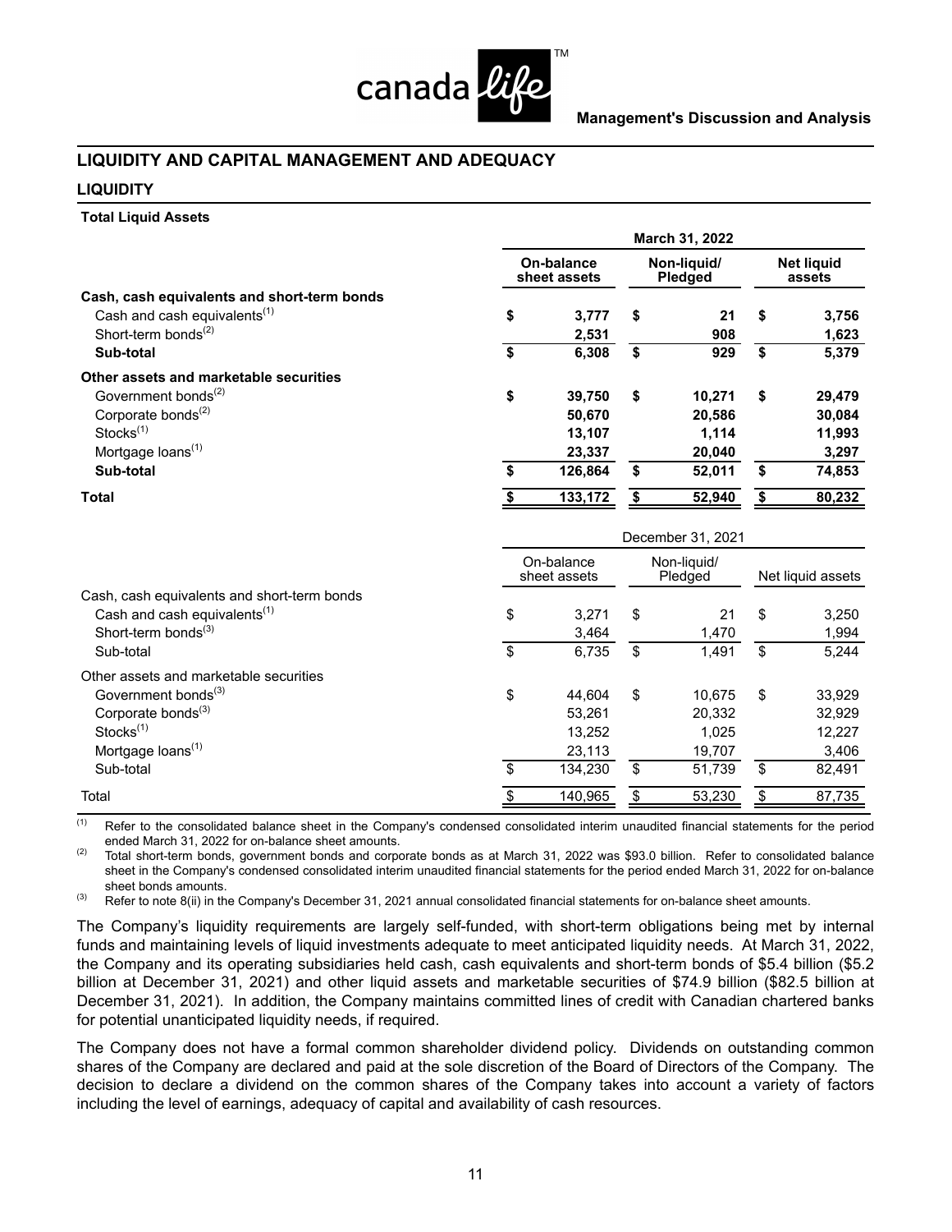## LIQUIDITY AND CAPITAL MANAGEMENT AND ADEQUACY

### LIQUIDITY

**Total Liquid Assets**

| | March 31, 2022 | | |
|---|---|---|---|
| | **On-balance sheet assets** | **Non-liquid/ Pledged** | **Net liquid assets** |
| **Cash, cash equivalents and short-term bonds** | | | |
| Cash and cash equivalents[(1)] | $ 3,777 | $ 21 | $ 3,756 |
| Short-term bonds[(2)] | 2,531 | 908 | 1,623 |
| **Sub-total** | **$ 6,308** | **$ 929** | **$ 5,379** |
| **Other assets and marketable securities** | | | |
| Government bonds[(2)] | $ 39,750 | $ 10,271 | $ 29,479 |
| Corporate bonds[(2)] | 50,670 | 20,586 | 30,084 |
| Stocks[(1)] | 13,107 | 1,114 | 11,993 |
| Mortgage loans[(1)] | 23,337 | 20,040 | 3,297 |
| **Sub-total** | **$ 126,864** | **$ 52,011** | **$ 74,853** |
| **Total** | **$ 133,172** | **$ 52,940** | **$ 80,232** |

| | December 31, 2021 | | |
|---|---|---|---|
| | On-balance sheet assets | Non-liquid/ Pledged | Net liquid assets |
| Cash, cash equivalents and short-term bonds | | | |
| Cash and cash equivalents[(1)] | $ 3,271 | $ 21 | $ 3,250 |
| Short-term bonds[(3)] | 3,464 | 1,470 | 1,994 |
| Sub-total | $ 6,735 | $ 1,491 | $ 5,244 |
| Other assets and marketable securities | | | |
| Government bonds[(3)] | $ 44,604 | $ 10,675 | $ 33,929 |
| Corporate bonds[(3)] | 53,261 | 20,332 | 32,929 |
| Stocks[(1)] | 13,252 | 1,025 | 12,227 |
| Mortgage loans[(1)] | 23,113 | 19,707 | 3,406 |
| Sub-total | $ 134,230 | $ 51,739 | $ 82,491 |
| Total | $ 140,965 | $ 53,230 | $ 87,735 |

(1) Refer to the consolidated balance sheet in the Company's condensed consolidated interim unaudited financial statements for the period ended March 31, 2022 for on-balance sheet amounts.

(2) Total short-term bonds, government bonds and corporate bonds as at March 31, 2022 was $93.0 billion. Refer to consolidated balance sheet in the Company's condensed consolidated interim unaudited financial statements for the period ended March 31, 2022 for on-balance sheet bonds amounts.

(3) Refer to note 8(ii) in the Company's December 31, 2021 annual consolidated financial statements for on-balance sheet amounts.

The Company's liquidity requirements are largely self-funded, with short-term obligations being met by internal funds and maintaining levels of liquid investments adequate to meet anticipated liquidity needs. At March 31, 2022, the Company and its operating subsidiaries held cash, cash equivalents and short-term bonds of $5.4 billion ($5.2 billion at December 31, 2021) and other liquid assets and marketable securities of $74.9 billion ($82.5 billion at December 31, 2021). In addition, the Company maintains committed lines of credit with Canadian chartered banks for potential unanticipated liquidity needs, if required.

The Company does not have a formal common shareholder dividend policy. Dividends on outstanding common shares of the Company are declared and paid at the sole discretion of the Board of Directors of the Company. The decision to declare a dividend on the common shares of the Company takes into account a variety of factors including the level of earnings, adequacy of capital and availability of cash resources.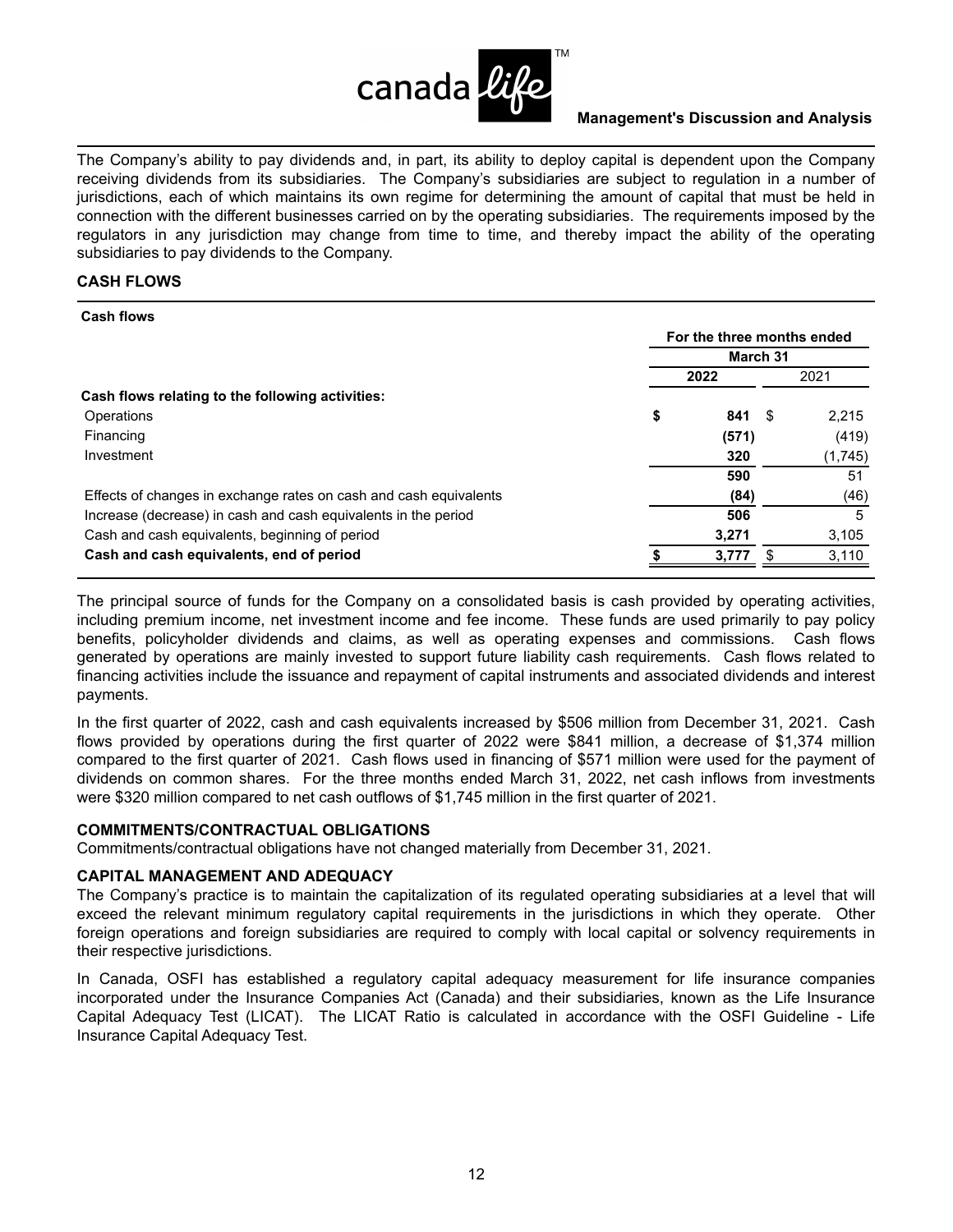The Company's ability to pay dividends and, in part, its ability to deploy capital is dependent upon the Company receiving dividends from its subsidiaries. The Company's subsidiaries are subject to regulation in a number of jurisdictions, each of which maintains its own regime for determining the amount of capital that must be held in connection with the different businesses carried on by the operating subsidiaries. The requirements imposed by the regulators in any jurisdiction may change from time to time, and thereby impact the ability of the operating subsidiaries to pay dividends to the Company.

## CASH FLOWS

**Cash flows**

| | For the three months ended March 31 | |
|---|---|---|
| | **2022** | 2021 |
| **Cash flows relating to the following activities:** | | |
| Operations | $ **841** | $ 2,215 |
| Financing | **(571)** | (419) |
| Investment | **320** | (1,745) |
| | **590** | 51 |
| Effects of changes in exchange rates on cash and cash equivalents | **(84)** | (46) |
| Increase (decrease) in cash and cash equivalents in the period | **506** | 5 |
| Cash and cash equivalents, beginning of period | **3,271** | 3,105 |
| **Cash and cash equivalents, end of period** | $ **3,777** | $ 3,110 |

The principal source of funds for the Company on a consolidated basis is cash provided by operating activities, including premium income, net investment income and fee income. These funds are used primarily to pay policy benefits, policyholder dividends and claims, as well as operating expenses and commissions. Cash flows generated by operations are mainly invested to support future liability cash requirements. Cash flows related to financing activities include the issuance and repayment of capital instruments and associated dividends and interest payments.

In the first quarter of 2022, cash and cash equivalents increased by $506 million from December 31, 2021. Cash flows provided by operations during the first quarter of 2022 were $841 million, a decrease of $1,374 million compared to the first quarter of 2021. Cash flows used in financing of $571 million were used for the payment of dividends on common shares. For the three months ended March 31, 2022, net cash inflows from investments were $320 million compared to net cash outflows of $1,745 million in the first quarter of 2021.

## COMMITMENTS/CONTRACTUAL OBLIGATIONS

Commitments/contractual obligations have not changed materially from December 31, 2021.

## CAPITAL MANAGEMENT AND ADEQUACY

The Company's practice is to maintain the capitalization of its regulated operating subsidiaries at a level that will exceed the relevant minimum regulatory capital requirements in the jurisdictions in which they operate. Other foreign operations and foreign subsidiaries are required to comply with local capital or solvency requirements in their respective jurisdictions.

In Canada, OSFI has established a regulatory capital adequacy measurement for life insurance companies incorporated under the Insurance Companies Act (Canada) and their subsidiaries, known as the Life Insurance Capital Adequacy Test (LICAT). The LICAT Ratio is calculated in accordance with the OSFI Guideline - Life Insurance Capital Adequacy Test.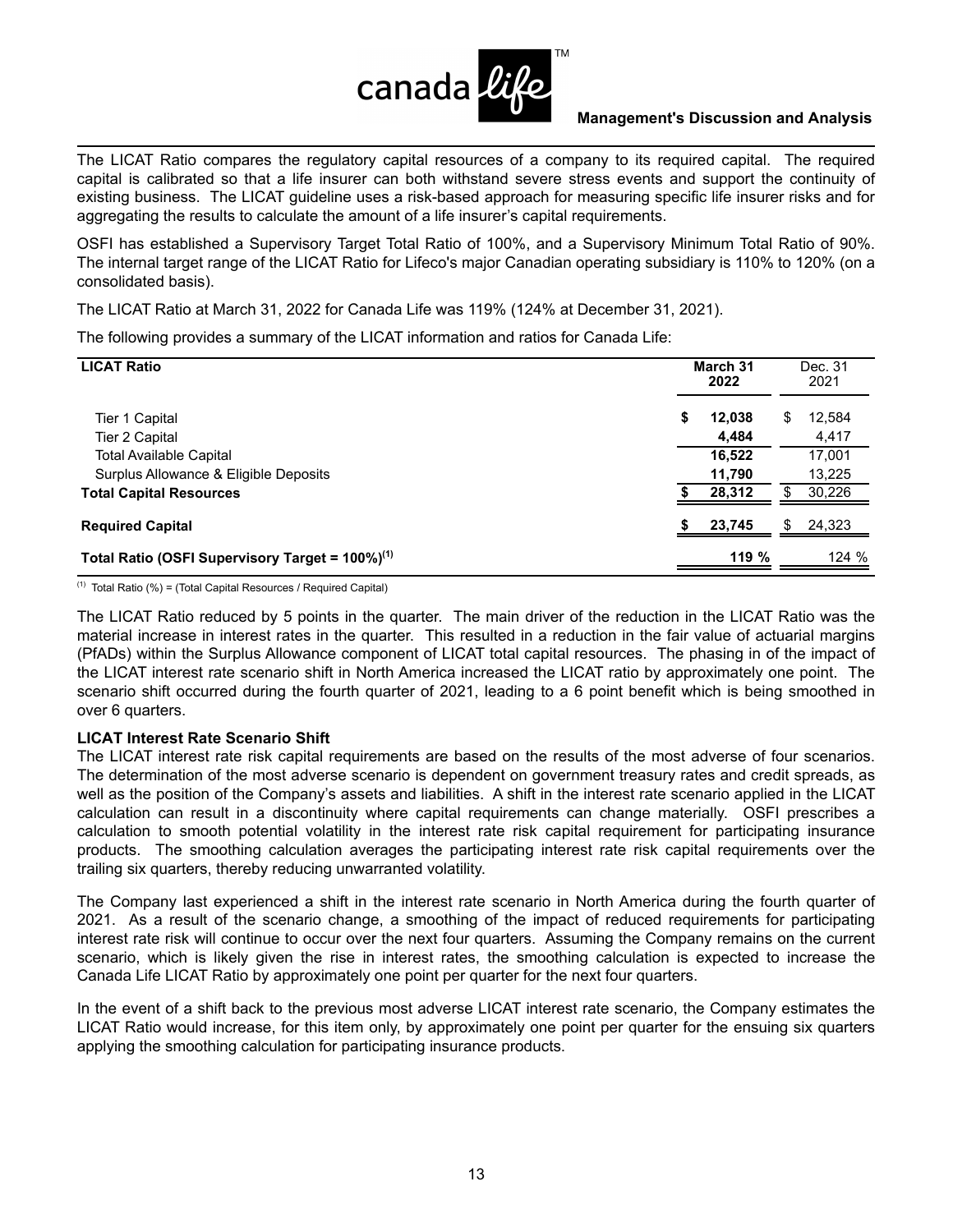The LICAT Ratio compares the regulatory capital resources of a company to its required capital. The required capital is calibrated so that a life insurer can both withstand severe stress events and support the continuity of existing business. The LICAT guideline uses a risk-based approach for measuring specific life insurer risks and for aggregating the results to calculate the amount of a life insurer's capital requirements.

OSFI has established a Supervisory Target Total Ratio of 100%, and a Supervisory Minimum Total Ratio of 90%. The internal target range of the LICAT Ratio for Lifeco's major Canadian operating subsidiary is 110% to 120% (on a consolidated basis).

The LICAT Ratio at March 31, 2022 for Canada Life was 119% (124% at December 31, 2021).

The following provides a summary of the LICAT information and ratios for Canada Life:

| **LICAT Ratio** | **March 31 2022** | Dec. 31 2021 |
|---|---|---|
| Tier 1 Capital | **$ 12,038** | $ 12,584 |
| Tier 2 Capital | **4,484** | 4,417 |
| Total Available Capital | **16,522** | 17,001 |
| Surplus Allowance & Eligible Deposits | **11,790** | 13,225 |
| **Total Capital Resources** | **$ 28,312** | $ 30,226 |
| **Required Capital** | **$ 23,745** | $ 24,323 |
| **Total Ratio (OSFI Supervisory Target = 100%)[1]** | **119 %** | 124 % |

[1] Total Ratio (%) = (Total Capital Resources / Required Capital)

The LICAT Ratio reduced by 5 points in the quarter. The main driver of the reduction in the LICAT Ratio was the material increase in interest rates in the quarter. This resulted in a reduction in the fair value of actuarial margins (PfADs) within the Surplus Allowance component of LICAT total capital resources. The phasing in of the impact of the LICAT interest rate scenario shift in North America increased the LICAT ratio by approximately one point. The scenario shift occurred during the fourth quarter of 2021, leading to a 6 point benefit which is being smoothed in over 6 quarters.

**LICAT Interest Rate Scenario Shift**

The LICAT interest rate risk capital requirements are based on the results of the most adverse of four scenarios. The determination of the most adverse scenario is dependent on government treasury rates and credit spreads, as well as the position of the Company's assets and liabilities. A shift in the interest rate scenario applied in the LICAT calculation can result in a discontinuity where capital requirements can change materially. OSFI prescribes a calculation to smooth potential volatility in the interest rate risk capital requirement for participating insurance products. The smoothing calculation averages the participating interest rate risk capital requirements over the trailing six quarters, thereby reducing unwarranted volatility.

The Company last experienced a shift in the interest rate scenario in North America during the fourth quarter of 2021. As a result of the scenario change, a smoothing of the impact of reduced requirements for participating interest rate risk will continue to occur over the next four quarters. Assuming the Company remains on the current scenario, which is likely given the rise in interest rates, the smoothing calculation is expected to increase the Canada Life LICAT Ratio by approximately one point per quarter for the next four quarters.

In the event of a shift back to the previous most adverse LICAT interest rate scenario, the Company estimates the LICAT Ratio would increase, for this item only, by approximately one point per quarter for the ensuing six quarters applying the smoothing calculation for participating insurance products.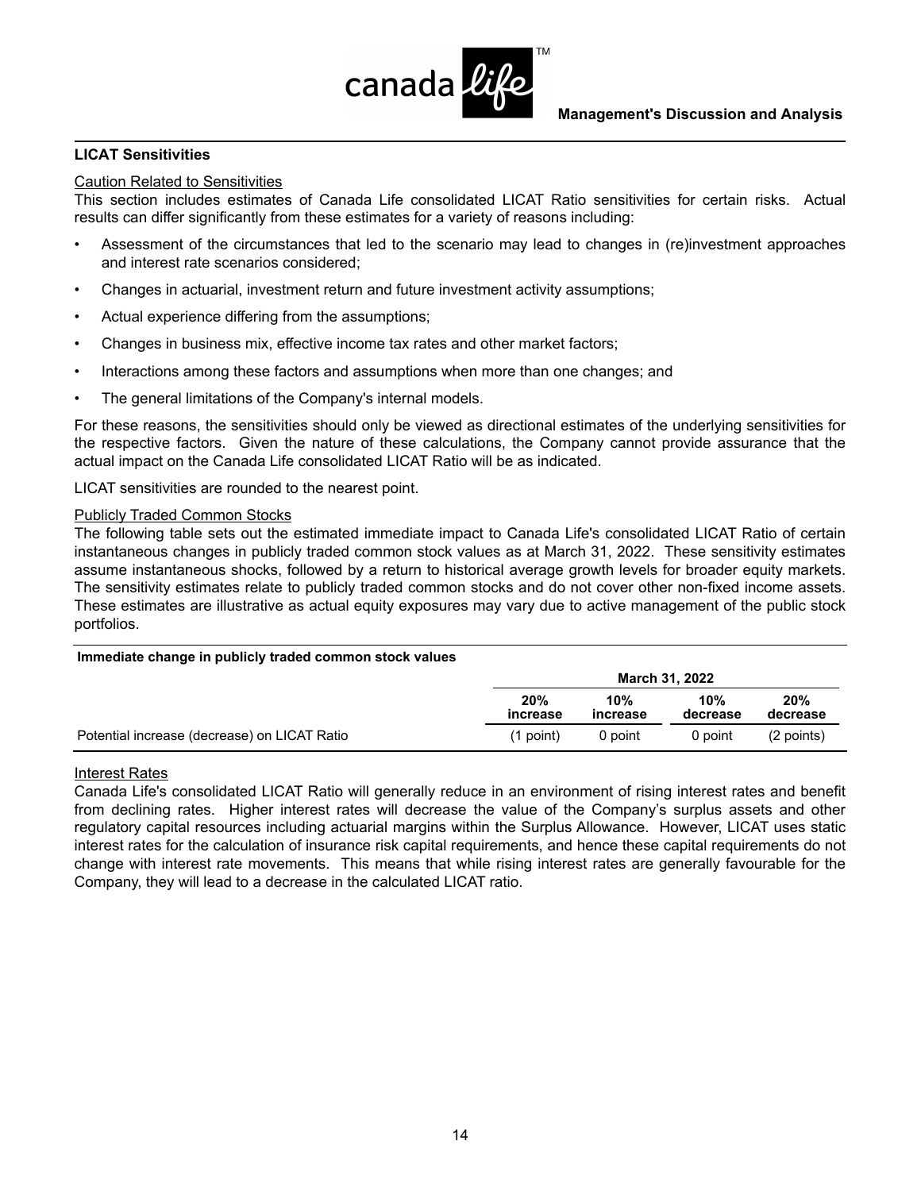## LICAT Sensitivities

Caution Related to Sensitivities

This section includes estimates of Canada Life consolidated LICAT Ratio sensitivities for certain risks. Actual results can differ significantly from these estimates for a variety of reasons including:

- Assessment of the circumstances that led to the scenario may lead to changes in (re)investment approaches and interest rate scenarios considered;
- Changes in actuarial, investment return and future investment activity assumptions;
- Actual experience differing from the assumptions;
- Changes in business mix, effective income tax rates and other market factors;
- Interactions among these factors and assumptions when more than one changes; and
- The general limitations of the Company's internal models.

For these reasons, the sensitivities should only be viewed as directional estimates of the underlying sensitivities for the respective factors. Given the nature of these calculations, the Company cannot provide assurance that the actual impact on the Canada Life consolidated LICAT Ratio will be as indicated.

LICAT sensitivities are rounded to the nearest point.

Publicly Traded Common Stocks

The following table sets out the estimated immediate impact to Canada Life's consolidated LICAT Ratio of certain instantaneous changes in publicly traded common stock values as at March 31, 2022. These sensitivity estimates assume instantaneous shocks, followed by a return to historical average growth levels for broader equity markets. The sensitivity estimates relate to publicly traded common stocks and do not cover other non-fixed income assets. These estimates are illustrative as actual equity exposures may vary due to active management of the public stock portfolios.

| Immediate change in publicly traded common stock values | March 31, 2022 | | | |
|---|---|---|---|---|
| | **20% increase** | **10% increase** | **10% decrease** | **20% decrease** |
| Potential increase (decrease) on LICAT Ratio | (1 point) | 0 point | 0 point | (2 points) |

Interest Rates

Canada Life's consolidated LICAT Ratio will generally reduce in an environment of rising interest rates and benefit from declining rates. Higher interest rates will decrease the value of the Company's surplus assets and other regulatory capital resources including actuarial margins within the Surplus Allowance. However, LICAT uses static interest rates for the calculation of insurance risk capital requirements, and hence these capital requirements do not change with interest rate movements. This means that while rising interest rates are generally favourable for the Company, they will lead to a decrease in the calculated LICAT ratio.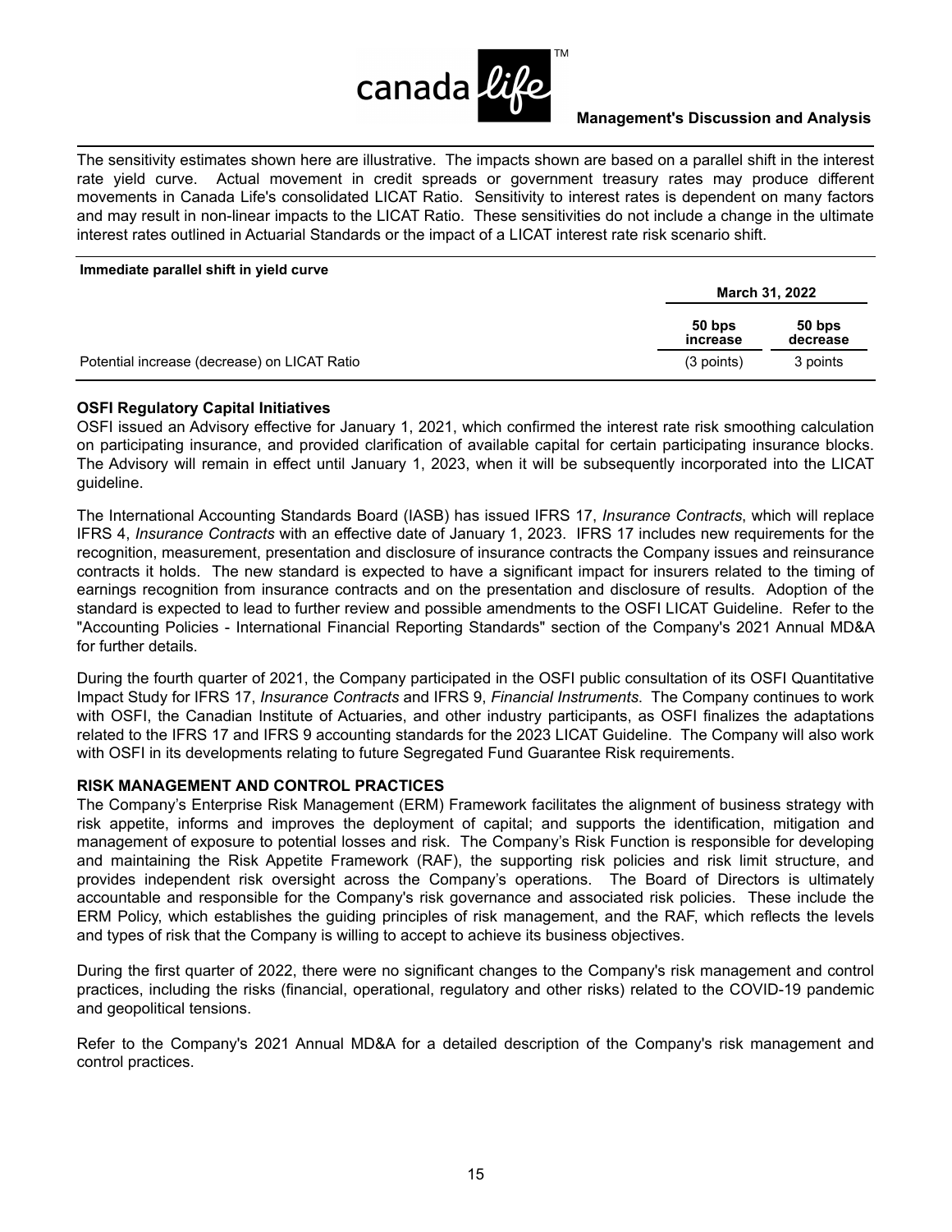The sensitivity estimates shown here are illustrative. The impacts shown are based on a parallel shift in the interest rate yield curve. Actual movement in credit spreads or government treasury rates may produce different movements in Canada Life's consolidated LICAT Ratio. Sensitivity to interest rates is dependent on many factors and may result in non-linear impacts to the LICAT Ratio. These sensitivities do not include a change in the ultimate interest rates outlined in Actuarial Standards or the impact of a LICAT interest rate risk scenario shift.

| **Immediate parallel shift in yield curve** | | |
|---|---|---|
| | **March 31, 2022** | |
| | **50 bps increase** | **50 bps decrease** |
| Potential increase (decrease) on LICAT Ratio | (3 points) | 3 points |

**OSFI Regulatory Capital Initiatives**

OSFI issued an Advisory effective for January 1, 2021, which confirmed the interest rate risk smoothing calculation on participating insurance, and provided clarification of available capital for certain participating insurance blocks. The Advisory will remain in effect until January 1, 2023, when it will be subsequently incorporated into the LICAT guideline.

The International Accounting Standards Board (IASB) has issued IFRS 17, *Insurance Contracts*, which will replace IFRS 4, *Insurance Contracts* with an effective date of January 1, 2023. IFRS 17 includes new requirements for the recognition, measurement, presentation and disclosure of insurance contracts the Company issues and reinsurance contracts it holds. The new standard is expected to have a significant impact for insurers related to the timing of earnings recognition from insurance contracts and on the presentation and disclosure of results. Adoption of the standard is expected to lead to further review and possible amendments to the OSFI LICAT Guideline. Refer to the "Accounting Policies - International Financial Reporting Standards" section of the Company's 2021 Annual MD&A for further details.

During the fourth quarter of 2021, the Company participated in the OSFI public consultation of its OSFI Quantitative Impact Study for IFRS 17, *Insurance Contracts* and IFRS 9, *Financial Instruments*. The Company continues to work with OSFI, the Canadian Institute of Actuaries, and other industry participants, as OSFI finalizes the adaptations related to the IFRS 17 and IFRS 9 accounting standards for the 2023 LICAT Guideline. The Company will also work with OSFI in its developments relating to future Segregated Fund Guarantee Risk requirements.

## RISK MANAGEMENT AND CONTROL PRACTICES

The Company's Enterprise Risk Management (ERM) Framework facilitates the alignment of business strategy with risk appetite, informs and improves the deployment of capital; and supports the identification, mitigation and management of exposure to potential losses and risk. The Company's Risk Function is responsible for developing and maintaining the Risk Appetite Framework (RAF), the supporting risk policies and risk limit structure, and provides independent risk oversight across the Company's operations. The Board of Directors is ultimately accountable and responsible for the Company's risk governance and associated risk policies. These include the ERM Policy, which establishes the guiding principles of risk management, and the RAF, which reflects the levels and types of risk that the Company is willing to accept to achieve its business objectives.

During the first quarter of 2022, there were no significant changes to the Company's risk management and control practices, including the risks (financial, operational, regulatory and other risks) related to the COVID-19 pandemic and geopolitical tensions.

Refer to the Company's 2021 Annual MD&A for a detailed description of the Company's risk management and control practices.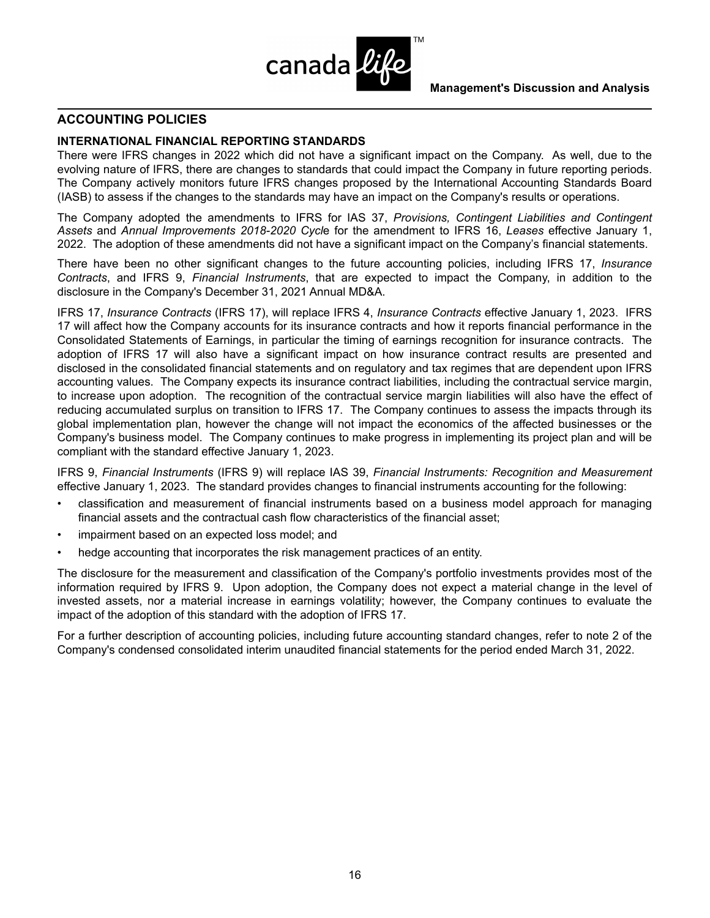## ACCOUNTING POLICIES

### INTERNATIONAL FINANCIAL REPORTING STANDARDS

There were IFRS changes in 2022 which did not have a significant impact on the Company. As well, due to the evolving nature of IFRS, there are changes to standards that could impact the Company in future reporting periods. The Company actively monitors future IFRS changes proposed by the International Accounting Standards Board (IASB) to assess if the changes to the standards may have an impact on the Company's results or operations.

The Company adopted the amendments to IFRS for IAS 37, *Provisions, Contingent Liabilities and Contingent Assets* and *Annual Improvements 2018-2020 Cycl*e for the amendment to IFRS 16, *Leases* effective January 1, 2022. The adoption of these amendments did not have a significant impact on the Company's financial statements.

There have been no other significant changes to the future accounting policies, including IFRS 17, *Insurance Contracts*, and IFRS 9, *Financial Instruments*, that are expected to impact the Company, in addition to the disclosure in the Company's December 31, 2021 Annual MD&A.

IFRS 17, *Insurance Contracts* (IFRS 17), will replace IFRS 4, *Insurance Contracts* effective January 1, 2023. IFRS 17 will affect how the Company accounts for its insurance contracts and how it reports financial performance in the Consolidated Statements of Earnings, in particular the timing of earnings recognition for insurance contracts. The adoption of IFRS 17 will also have a significant impact on how insurance contract results are presented and disclosed in the consolidated financial statements and on regulatory and tax regimes that are dependent upon IFRS accounting values. The Company expects its insurance contract liabilities, including the contractual service margin, to increase upon adoption. The recognition of the contractual service margin liabilities will also have the effect of reducing accumulated surplus on transition to IFRS 17. The Company continues to assess the impacts through its global implementation plan, however the change will not impact the economics of the affected businesses or the Company's business model. The Company continues to make progress in implementing its project plan and will be compliant with the standard effective January 1, 2023.

IFRS 9, *Financial Instruments* (IFRS 9) will replace IAS 39, *Financial Instruments: Recognition and Measurement* effective January 1, 2023. The standard provides changes to financial instruments accounting for the following:

- classification and measurement of financial instruments based on a business model approach for managing financial assets and the contractual cash flow characteristics of the financial asset;
- impairment based on an expected loss model; and
- hedge accounting that incorporates the risk management practices of an entity.

The disclosure for the measurement and classification of the Company's portfolio investments provides most of the information required by IFRS 9. Upon adoption, the Company does not expect a material change in the level of invested assets, nor a material increase in earnings volatility; however, the Company continues to evaluate the impact of the adoption of this standard with the adoption of IFRS 17.

For a further description of accounting policies, including future accounting standard changes, refer to note 2 of the Company's condensed consolidated interim unaudited financial statements for the period ended March 31, 2022.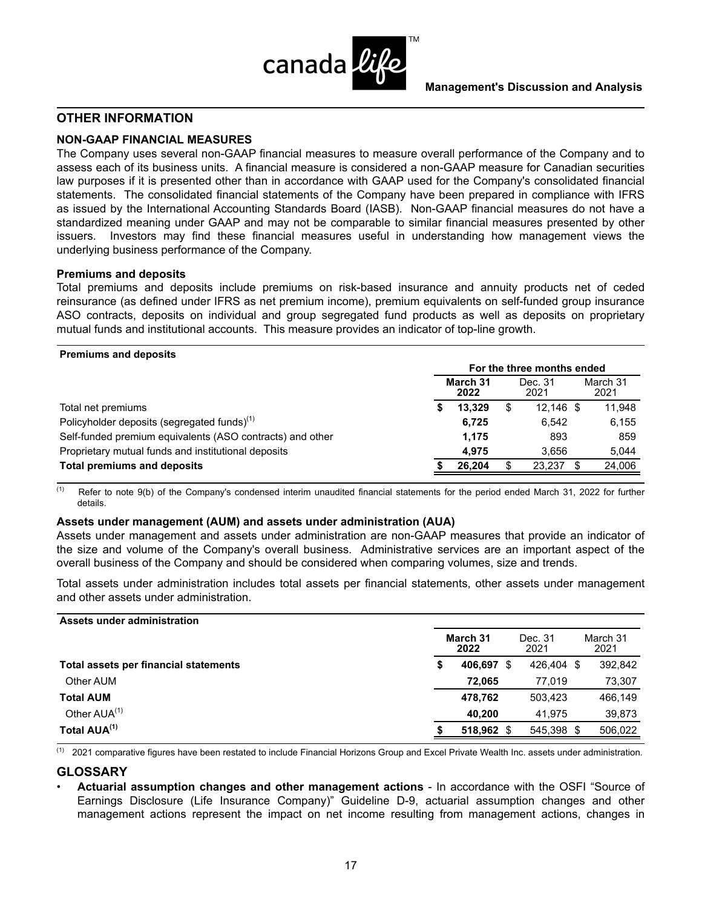## OTHER INFORMATION

### NON-GAAP FINANCIAL MEASURES

The Company uses several non-GAAP financial measures to measure overall performance of the Company and to assess each of its business units. A financial measure is considered a non-GAAP measure for Canadian securities law purposes if it is presented other than in accordance with GAAP used for the Company's consolidated financial statements. The consolidated financial statements of the Company have been prepared in compliance with IFRS as issued by the International Accounting Standards Board (IASB). Non-GAAP financial measures do not have a standardized meaning under GAAP and may not be comparable to similar financial measures presented by other issuers. Investors may find these financial measures useful in understanding how management views the underlying business performance of the Company.

**Premiums and deposits**

Total premiums and deposits include premiums on risk-based insurance and annuity products net of ceded reinsurance (as defined under IFRS as net premium income), premium equivalents on self-funded group insurance ASO contracts, deposits on individual and group segregated fund products as well as deposits on proprietary mutual funds and institutional accounts. This measure provides an indicator of top-line growth.

| **Premiums and deposits** | For the three months ended | | |
|---|---|---|---|
| | **March 31 2022** | Dec. 31 2021 | March 31 2021 |
| Total net premiums | **$ 13,329** | $ 12,146 | $ 11,948 |
| Policyholder deposits (segregated funds)[(1)] | **6,725** | 6,542 | 6,155 |
| Self-funded premium equivalents (ASO contracts) and other | **1,175** | 893 | 859 |
| Proprietary mutual funds and institutional deposits | **4,975** | 3,656 | 5,044 |
| **Total premiums and deposits** | **$ 26,204** | $ 23,237 | $ 24,006 |

(1) Refer to note 9(b) of the Company's condensed interim unaudited financial statements for the period ended March 31, 2022 for further details.

**Assets under management (AUM) and assets under administration (AUA)**

Assets under management and assets under administration are non-GAAP measures that provide an indicator of the size and volume of the Company's overall business. Administrative services are an important aspect of the overall business of the Company and should be considered when comparing volumes, size and trends.

Total assets under administration includes total assets per financial statements, other assets under management and other assets under administration.

| **Assets under administration** | **March 31 2022** | Dec. 31 2021 | March 31 2021 |
|---|---|---|---|
| **Total assets per financial statements** | **$ 406,697** | $ 426,404 | $ 392,842 |
| Other AUM | **72,065** | 77,019 | 73,307 |
| **Total AUM** | **478,762** | 503,423 | 466,149 |
| Other AUA[(1)] | **40,200** | 41,975 | 39,873 |
| **Total AUA[(1)]** | **$ 518,962** | $ 545,398 | $ 506,022 |

(1) 2021 comparative figures have been restated to include Financial Horizons Group and Excel Private Wealth Inc. assets under administration.

## GLOSSARY

- **Actuarial assumption changes and other management actions** - In accordance with the OSFI "Source of Earnings Disclosure (Life Insurance Company)" Guideline D-9, actuarial assumption changes and other management actions represent the impact on net income resulting from management actions, changes in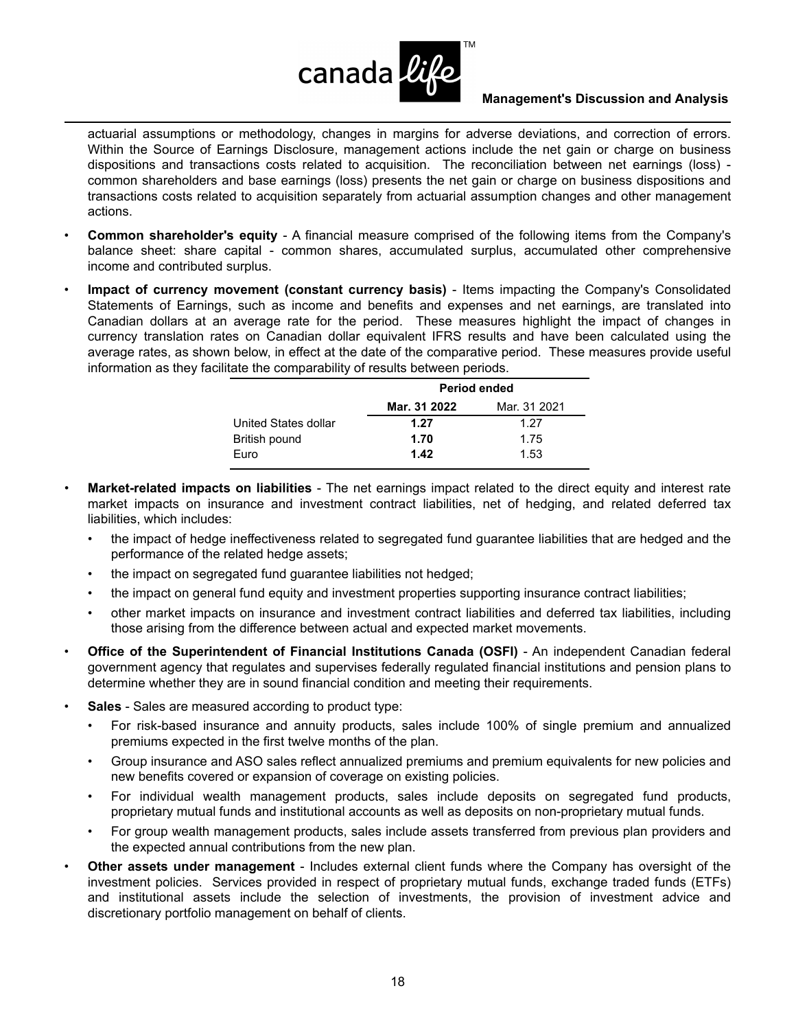actuarial assumptions or methodology, changes in margins for adverse deviations, and correction of errors. Within the Source of Earnings Disclosure, management actions include the net gain or charge on business dispositions and transactions costs related to acquisition. The reconciliation between net earnings (loss) - common shareholders and base earnings (loss) presents the net gain or charge on business dispositions and transactions costs related to acquisition separately from actuarial assumption changes and other management actions.

- **Common shareholder's equity** - A financial measure comprised of the following items from the Company's balance sheet: share capital - common shares, accumulated surplus, accumulated other comprehensive income and contributed surplus.
- **Impact of currency movement (constant currency basis)** - Items impacting the Company's Consolidated Statements of Earnings, such as income and benefits and expenses and net earnings, are translated into Canadian dollars at an average rate for the period. These measures highlight the impact of changes in currency translation rates on Canadian dollar equivalent IFRS results and have been calculated using the average rates, as shown below, in effect at the date of the comparative period. These measures provide useful information as they facilitate the comparability of results between periods.

| | Period ended | |
|---|---|---|
| | **Mar. 31 2022** | Mar. 31 2021 |
| United States dollar | **1.27** | 1.27 |
| British pound | **1.70** | 1.75 |
| Euro | **1.42** | 1.53 |

- **Market-related impacts on liabilities** - The net earnings impact related to the direct equity and interest rate market impacts on insurance and investment contract liabilities, net of hedging, and related deferred tax liabilities, which includes:
  - the impact of hedge ineffectiveness related to segregated fund guarantee liabilities that are hedged and the performance of the related hedge assets;
  - the impact on segregated fund guarantee liabilities not hedged;
  - the impact on general fund equity and investment properties supporting insurance contract liabilities;
  - other market impacts on insurance and investment contract liabilities and deferred tax liabilities, including those arising from the difference between actual and expected market movements.
- **Office of the Superintendent of Financial Institutions Canada (OSFI)** - An independent Canadian federal government agency that regulates and supervises federally regulated financial institutions and pension plans to determine whether they are in sound financial condition and meeting their requirements.
- **Sales** - Sales are measured according to product type:
  - For risk-based insurance and annuity products, sales include 100% of single premium and annualized premiums expected in the first twelve months of the plan.
  - Group insurance and ASO sales reflect annualized premiums and premium equivalents for new policies and new benefits covered or expansion of coverage on existing policies.
  - For individual wealth management products, sales include deposits on segregated fund products, proprietary mutual funds and institutional accounts as well as deposits on non-proprietary mutual funds.
  - For group wealth management products, sales include assets transferred from previous plan providers and the expected annual contributions from the new plan.
- **Other assets under management** - Includes external client funds where the Company has oversight of the investment policies. Services provided in respect of proprietary mutual funds, exchange traded funds (ETFs) and institutional assets include the selection of investments, the provision of investment advice and discretionary portfolio management on behalf of clients.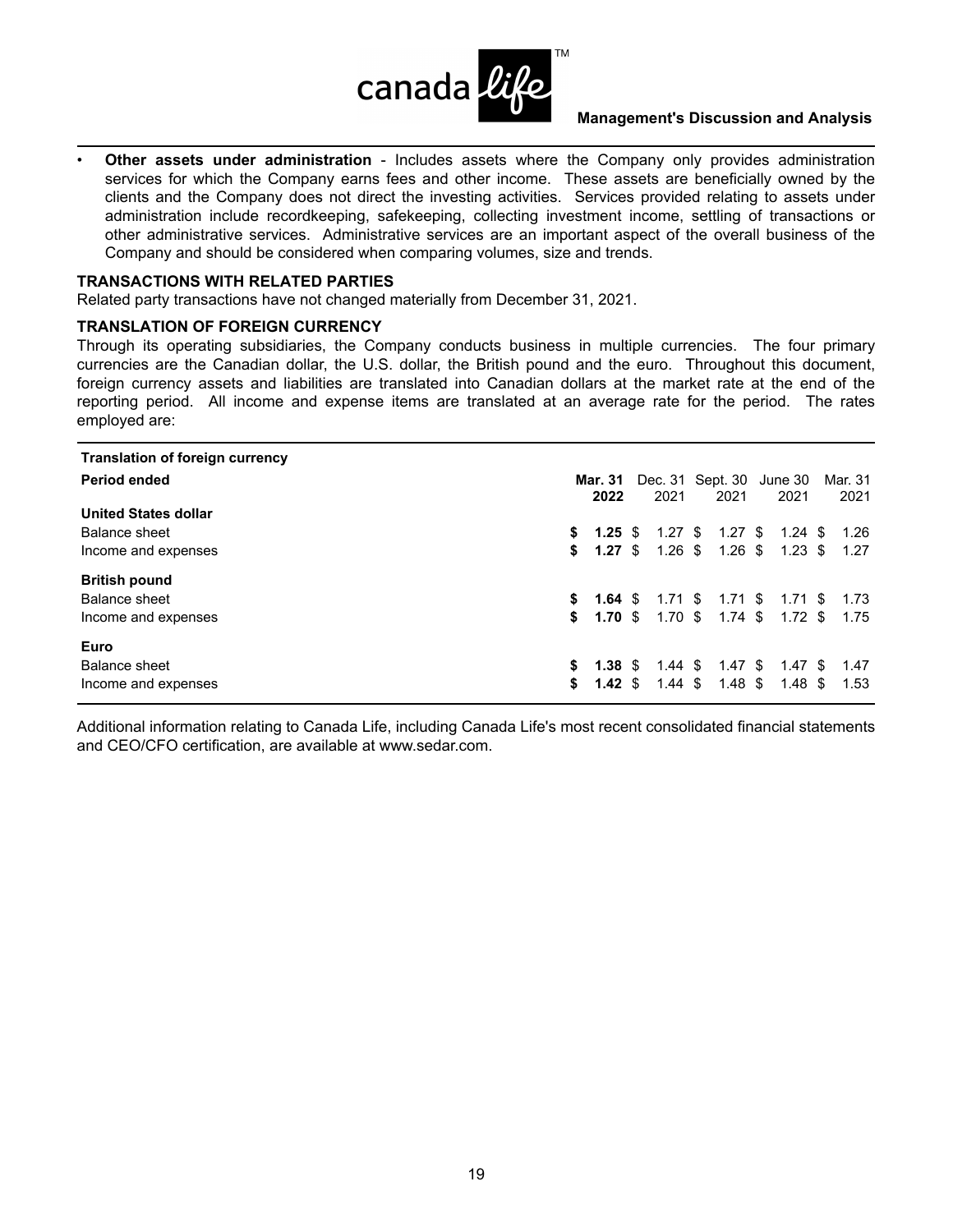- **Other assets under administration** - Includes assets where the Company only provides administration services for which the Company earns fees and other income. These assets are beneficially owned by the clients and the Company does not direct the investing activities. Services provided relating to assets under administration include recordkeeping, safekeeping, collecting investment income, settling of transactions or other administrative services. Administrative services are an important aspect of the overall business of the Company and should be considered when comparing volumes, size and trends.

## TRANSACTIONS WITH RELATED PARTIES

Related party transactions have not changed materially from December 31, 2021.

## TRANSLATION OF FOREIGN CURRENCY

Through its operating subsidiaries, the Company conducts business in multiple currencies. The four primary currencies are the Canadian dollar, the U.S. dollar, the British pound and the euro. Throughout this document, foreign currency assets and liabilities are translated into Canadian dollars at the market rate at the end of the reporting period. All income and expense items are translated at an average rate for the period. The rates employed are:

| **Translation of foreign currency** | | | | | |
|---|---|---|---|---|---|
| **Period ended** | **Mar. 31 2022** | Dec. 31 2021 | Sept. 30 2021 | June 30 2021 | Mar. 31 2021 |
| **United States dollar** | | | | | |
| Balance sheet | **$ 1.25** | $ 1.27 | $ 1.27 | $ 1.24 | $ 1.26 |
| Income and expenses | **$ 1.27** | $ 1.26 | $ 1.26 | $ 1.23 | $ 1.27 |
| **British pound** | | | | | |
| Balance sheet | **$ 1.64** | $ 1.71 | $ 1.71 | $ 1.71 | $ 1.73 |
| Income and expenses | **$ 1.70** | $ 1.70 | $ 1.74 | $ 1.72 | $ 1.75 |
| **Euro** | | | | | |
| Balance sheet | **$ 1.38** | $ 1.44 | $ 1.47 | $ 1.47 | $ 1.47 |
| Income and expenses | **$ 1.42** | $ 1.44 | $ 1.48 | $ 1.48 | $ 1.53 |

Additional information relating to Canada Life, including Canada Life's most recent consolidated financial statements and CEO/CFO certification, are available at www.sedar.com.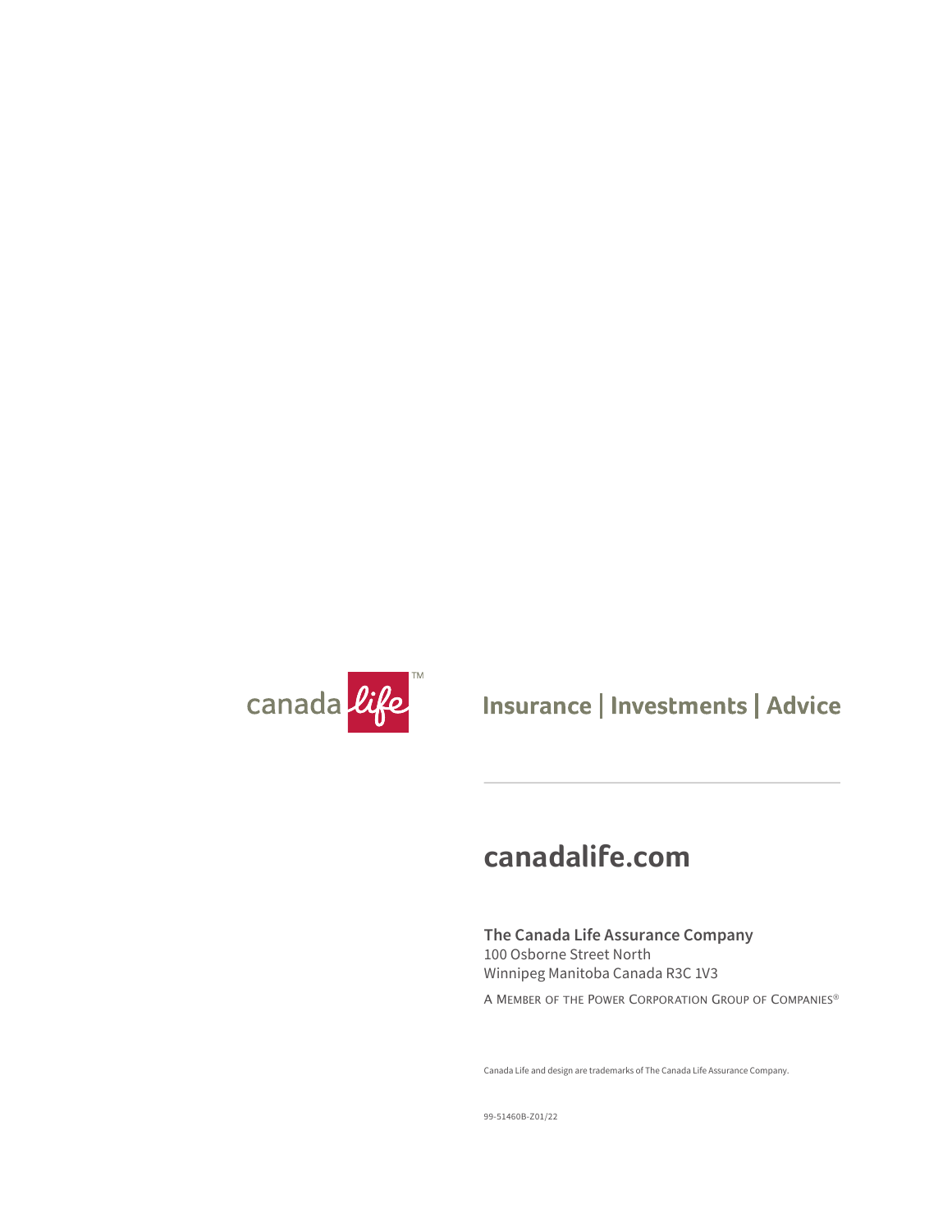canada life™

**Insurance | Investments | Advice**

**canadalife.com**

**The Canada Life Assurance Company**
100 Osborne Street North
Winnipeg Manitoba Canada R3C 1V3

A MEMBER OF THE POWER CORPORATION GROUP OF COMPANIES®

Canada Life and design are trademarks of The Canada Life Assurance Company.

99-51460B-Z01/22